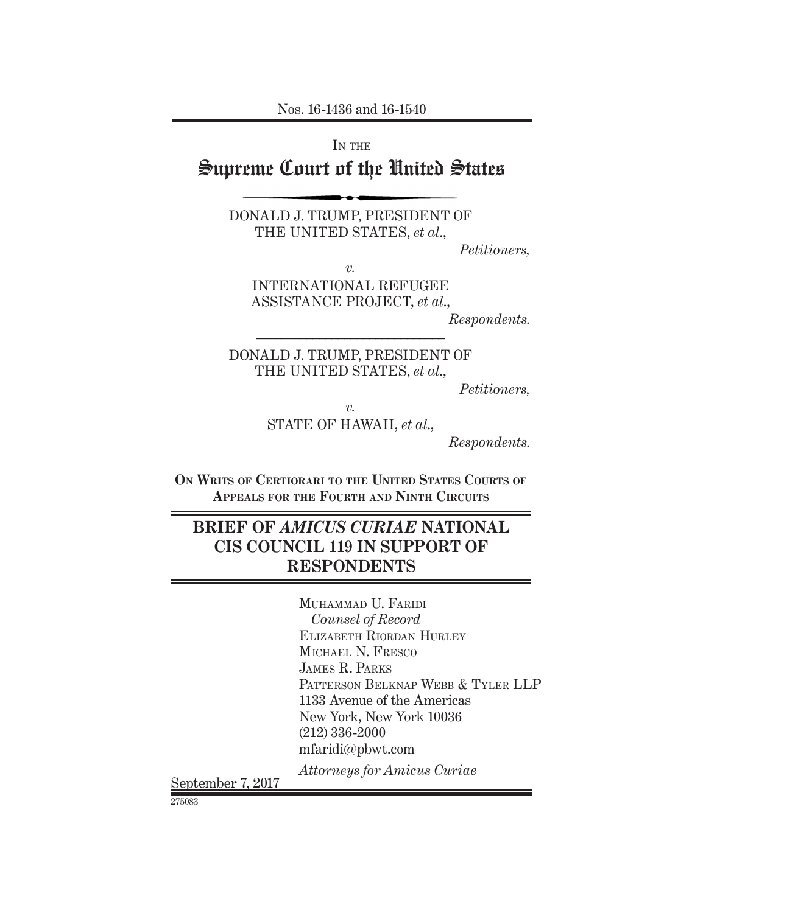Nos. 16-1436 and 16-1540

IN THE

# Supreme Court of the United States

DONALD J. TRUMP, PRESIDENT OF THE UNITED STATES, *et al.*,

*Petitioners,*

*v.*

INTERNATIONAL REFUGEE ASSISTANCE PROJECT, *et al.*,

*Respondents.*

---

DONALD J. TRUMP, PRESIDENT OF THE UNITED STATES, *et al.*,

*Petitioners,*

*v.*

STATE OF HAWAII, *et al.*,

*Respondents.*

---

ON WRITS OF CERTIORARI TO THE UNITED STATES COURTS OF APPEALS FOR THE FOURTH AND NINTH CIRCUITS

## BRIEF OF *AMICUS CURIAE* NATIONAL CIS COUNCIL 119 IN SUPPORT OF RESPONDENTS

MUHAMMAD U. FARIDI
*Counsel of Record*
ELIZABETH RIORDAN HURLEY
MICHAEL N. FRESCO
JAMES R. PARKS
PATTERSON BELKNAP WEBB & TYLER LLP
1133 Avenue of the Americas
New York, New York 10036
(212) 336-2000
mfaridi@pbwt.com

*Attorneys for Amicus Curiae*

September 7, 2017

275083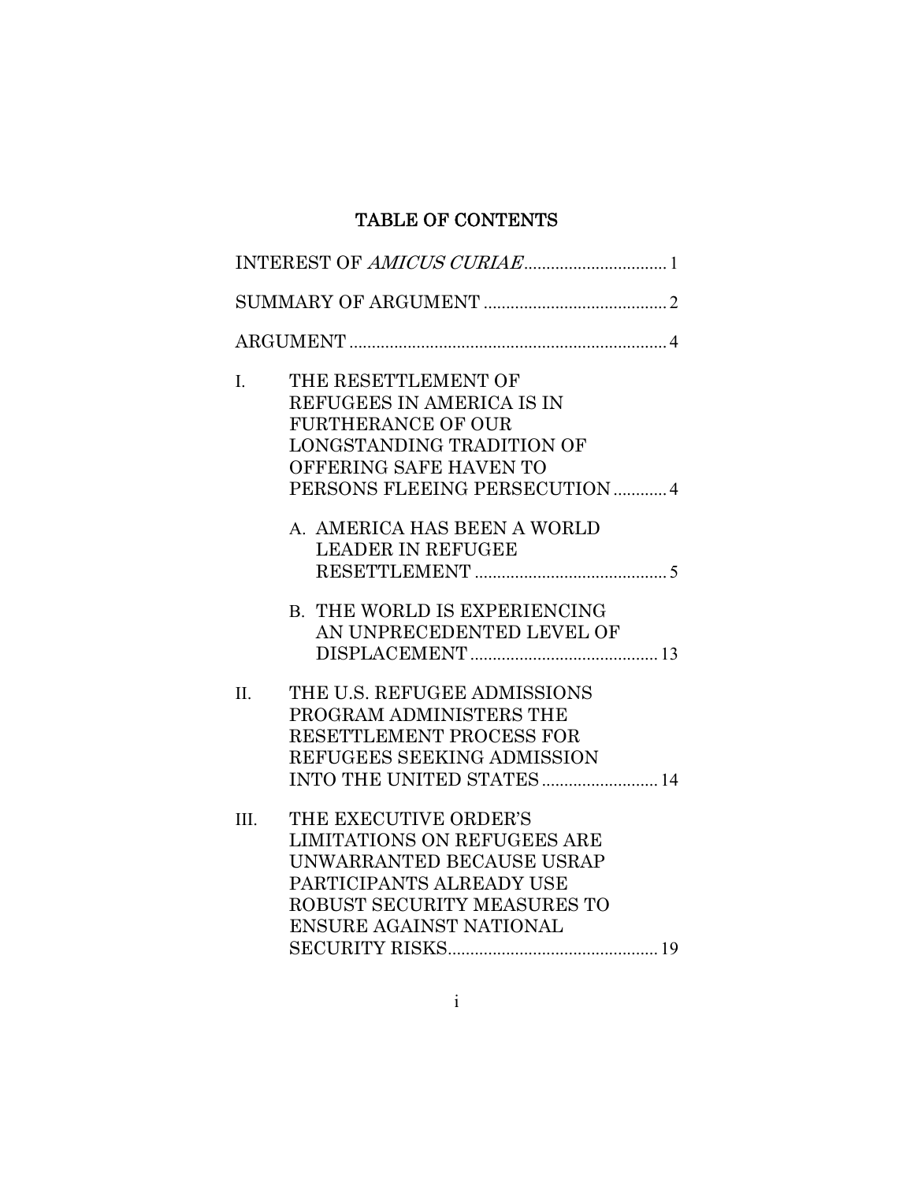# TABLE OF CONTENTS

INTEREST OF *AMICUS CURIAE* ................................ 1

SUMMARY OF ARGUMENT ......................................... 2

ARGUMENT ....................................................................... 4

I. THE RESETTLEMENT OF REFUGEES IN AMERICA IS IN FURTHERANCE OF OUR LONGSTANDING TRADITION OF OFFERING SAFE HAVEN TO PERSONS FLEEING PERSECUTION ............ 4

   A. AMERICA HAS BEEN A WORLD LEADER IN REFUGEE RESETTLEMENT ........................................... 5

   B. THE WORLD IS EXPERIENCING AN UNPRECEDENTED LEVEL OF DISPLACEMENT .......................................... 13

II. THE U.S. REFUGEE ADMISSIONS PROGRAM ADMINISTERS THE RESETTLEMENT PROCESS FOR REFUGEES SEEKING ADMISSION INTO THE UNITED STATES .......................... 14

III. THE EXECUTIVE ORDER'S LIMITATIONS ON REFUGEES ARE UNWARRANTED BECAUSE USRAP PARTICIPANTS ALREADY USE ROBUST SECURITY MEASURES TO ENSURE AGAINST NATIONAL SECURITY RISKS............................................... 19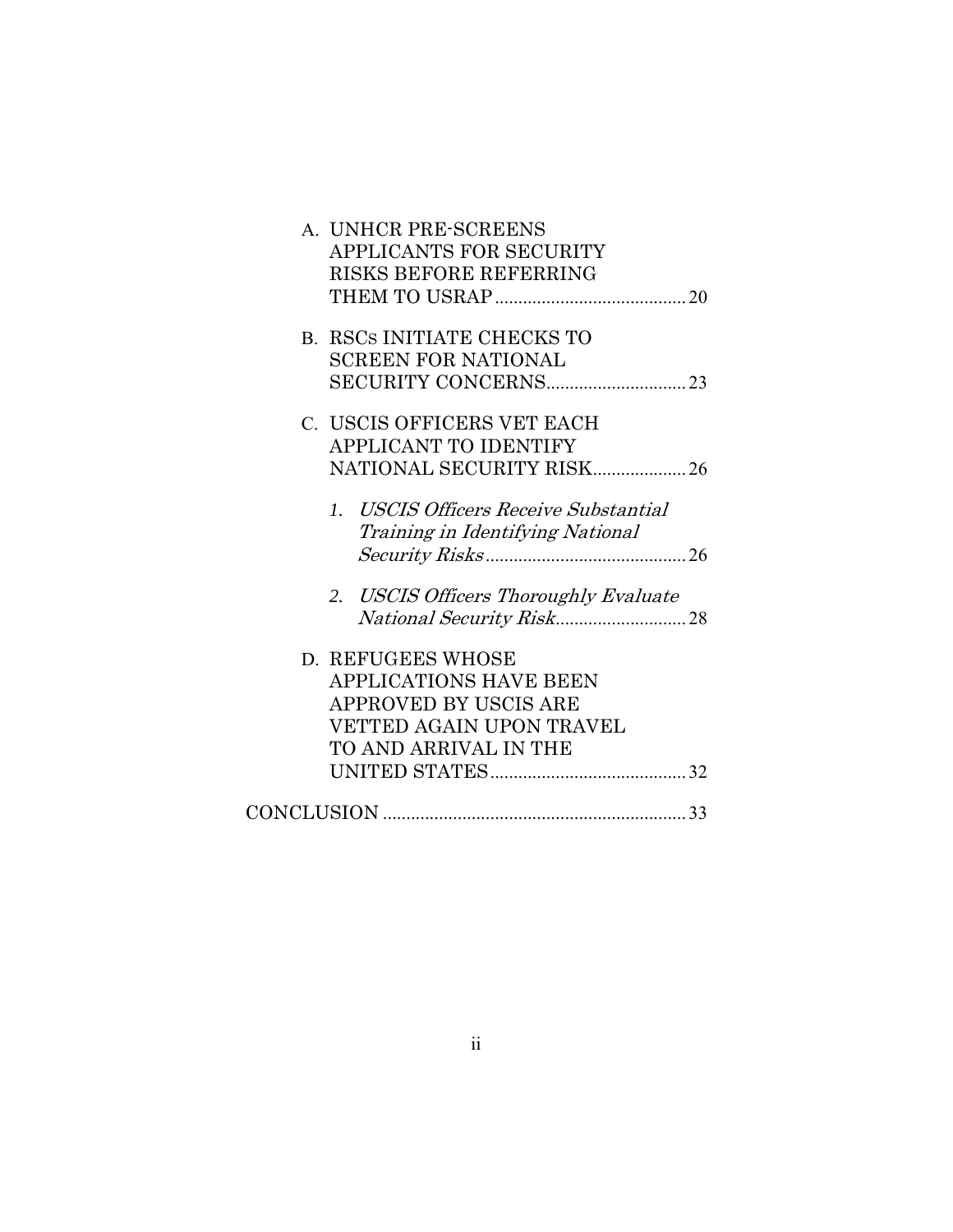A. UNHCR PRE-SCREENS APPLICANTS FOR SECURITY RISKS BEFORE REFERRING THEM TO USRAP ......................................... 20

B. RSCs INITIATE CHECKS TO SCREEN FOR NATIONAL SECURITY CONCERNS.............................. 23

C. USCIS OFFICERS VET EACH APPLICANT TO IDENTIFY NATIONAL SECURITY RISK.................... 26

1. *USCIS Officers Receive Substantial Training in Identifying National Security Risks*........................................... 26

2. *USCIS Officers Thoroughly Evaluate National Security Risk*............................ 28

D. REFUGEES WHOSE APPLICATIONS HAVE BEEN APPROVED BY USCIS ARE VETTED AGAIN UPON TRAVEL TO AND ARRIVAL IN THE UNITED STATES.......................................... 32

CONCLUSION ................................................................. 33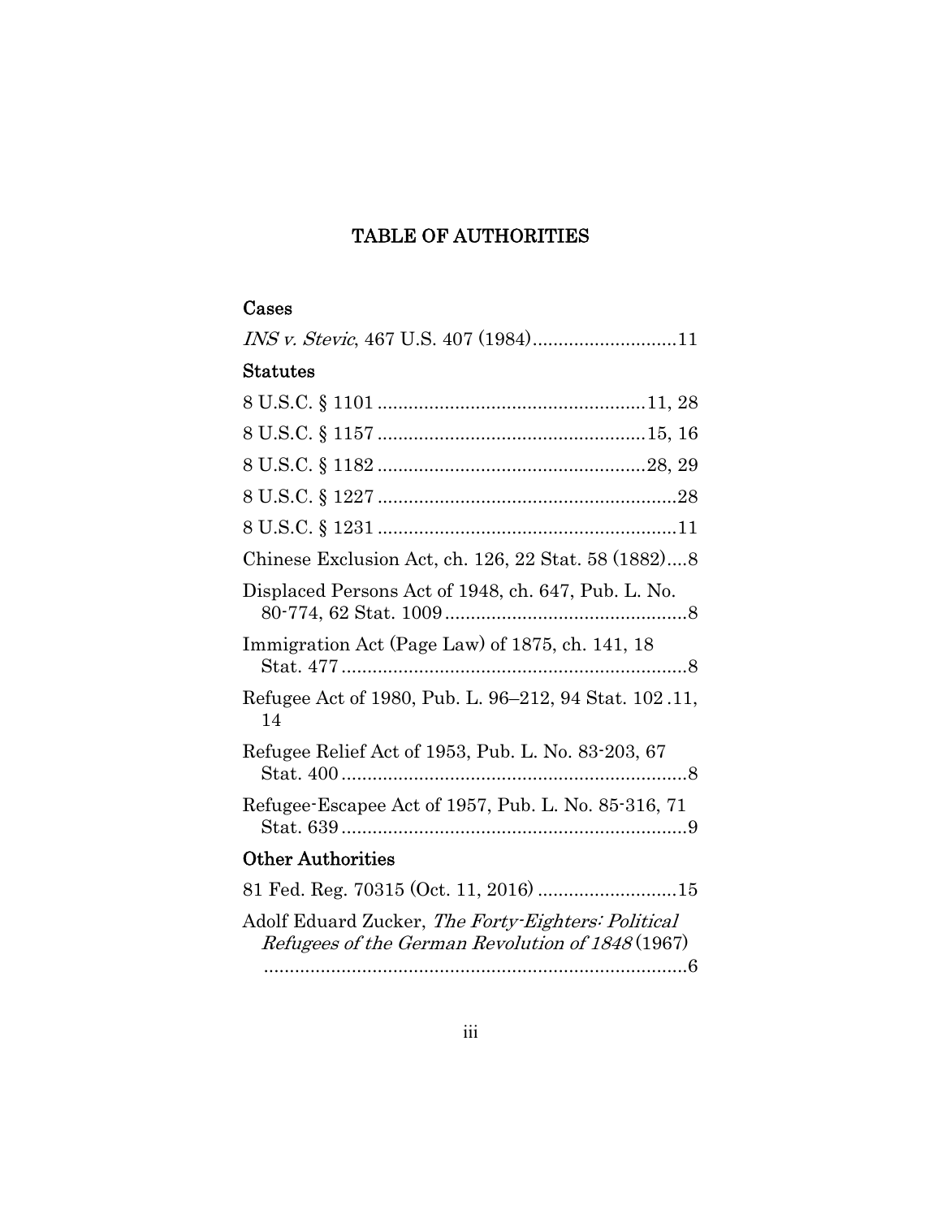# TABLE OF AUTHORITIES

## Cases

*INS v. Stevic*, 467 U.S. 407 (1984)............................11

## Statutes

8 U.S.C. § 1101 ....................................................11, 28

8 U.S.C. § 1157 ....................................................15, 16

8 U.S.C. § 1182 ....................................................28, 29

8 U.S.C. § 1227 ..........................................................28

8 U.S.C. § 1231 ..........................................................11

Chinese Exclusion Act, ch. 126, 22 Stat. 58 (1882)....8

Displaced Persons Act of 1948, ch. 647, Pub. L. No. 80-774, 62 Stat. 1009...............................................8

Immigration Act (Page Law) of 1875, ch. 141, 18 Stat. 477....................................................................8

Refugee Act of 1980, Pub. L. 96–212, 94 Stat. 102 .11, 14

Refugee Relief Act of 1953, Pub. L. No. 83-203, 67 Stat. 400...................................................................8

Refugee-Escapee Act of 1957, Pub. L. No. 85-316, 71 Stat. 639...................................................................9

## Other Authorities

81 Fed. Reg. 70315 (Oct. 11, 2016) ...........................15

Adolf Eduard Zucker, *The Forty-Eighters: Political Refugees of the German Revolution of 1848* (1967) ..................................................................................6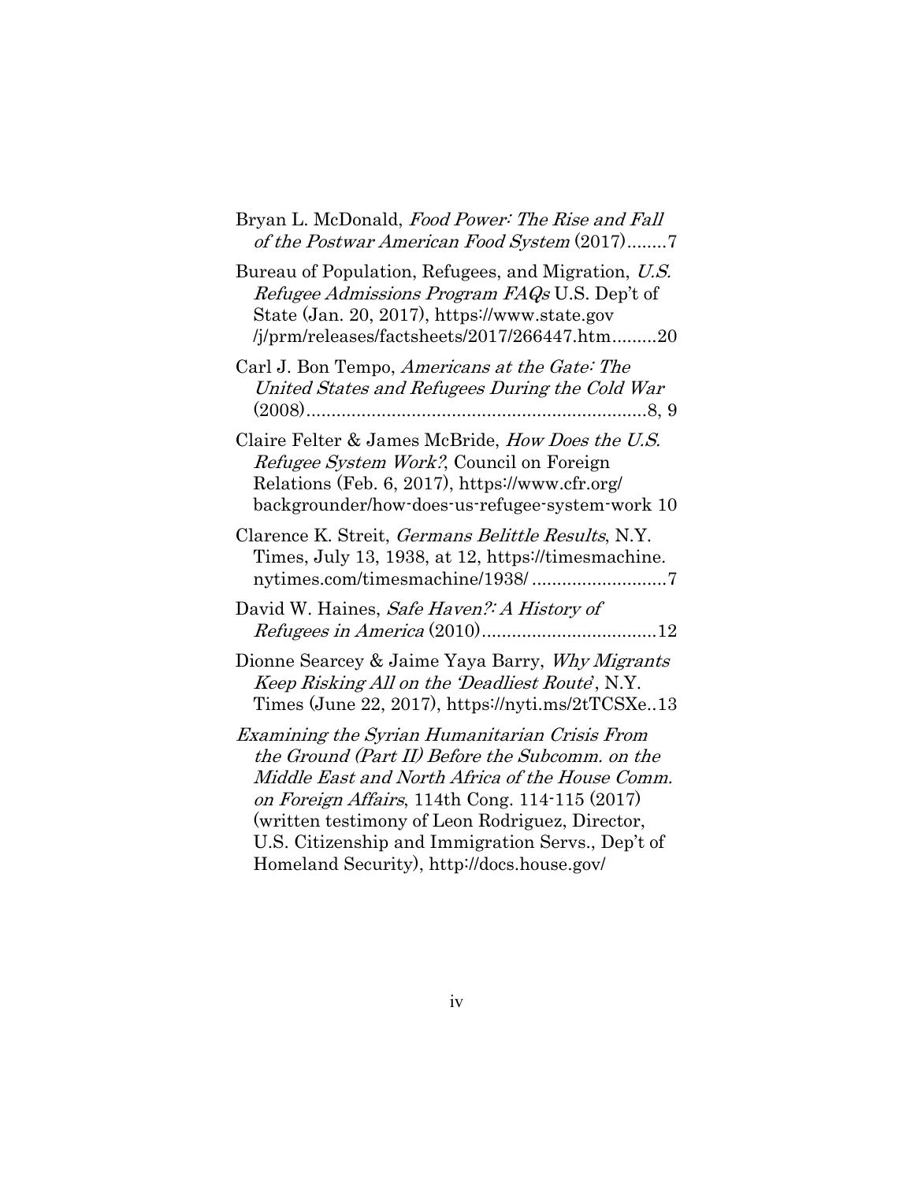Bryan L. McDonald, *Food Power: The Rise and Fall of the Postwar American Food System* (2017)........7

Bureau of Population, Refugees, and Migration, *U.S. Refugee Admissions Program FAQs* U.S. Dep't of State (Jan. 20, 2017), https://www.state.gov /j/prm/releases/factsheets/2017/266447.htm.........20

Carl J. Bon Tempo, *Americans at the Gate: The United States and Refugees During the Cold War* (2008)....................................................................8, 9

Claire Felter & James McBride, *How Does the U.S. Refugee System Work?*, Council on Foreign Relations (Feb. 6, 2017), https://www.cfr.org/ backgrounder/how-does-us-refugee-system-work 10

Clarence K. Streit, *Germans Belittle Results*, N.Y. Times, July 13, 1938, at 12, https://timesmachine. nytimes.com/timesmachine/1938/ ..........................7

David W. Haines, *Safe Haven?: A History of Refugees in America* (2010)...................................12

Dionne Searcey & Jaime Yaya Barry, *Why Migrants Keep Risking All on the 'Deadliest Route'*, N.Y. Times (June 22, 2017), https://nyti.ms/2tTCSXe..13

*Examining the Syrian Humanitarian Crisis From the Ground (Part II) Before the Subcomm. on the Middle East and North Africa of the House Comm. on Foreign Affairs*, 114th Cong. 114-115 (2017) (written testimony of Leon Rodriguez, Director, U.S. Citizenship and Immigration Servs., Dep't of Homeland Security), http://docs.house.gov/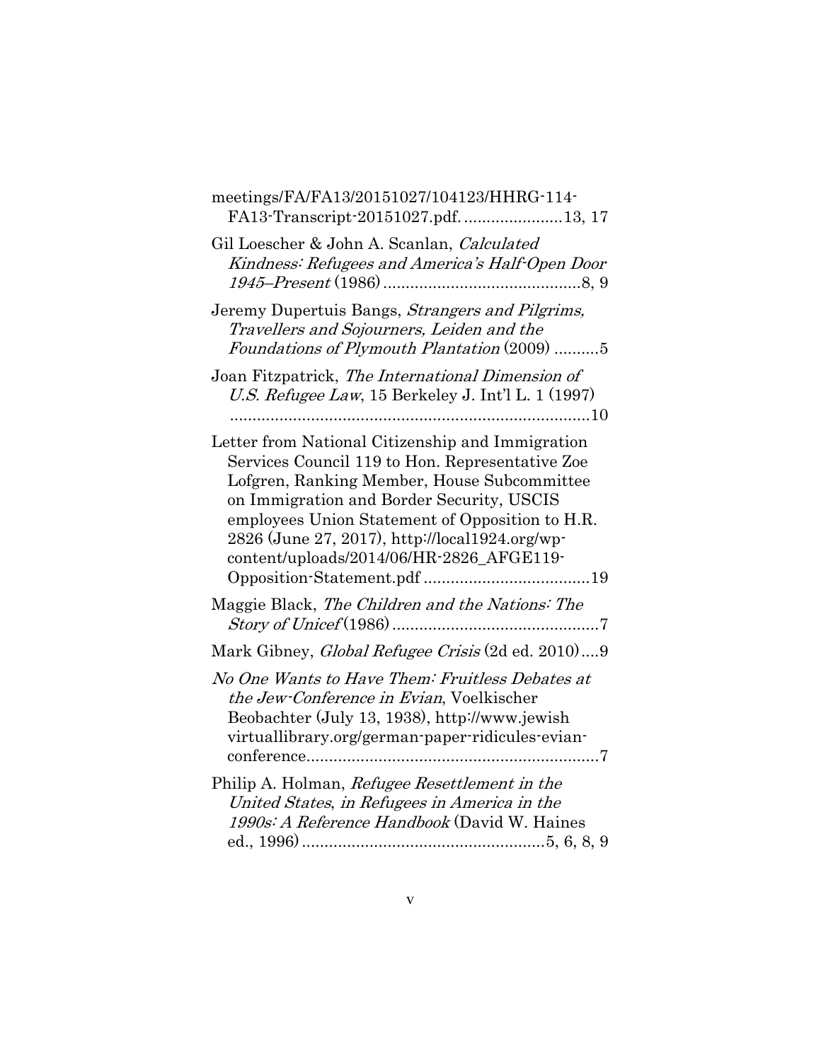meetings/FA/FA13/20151027/104123/HHRG-114-FA13-Transcript-20151027.pdf. ......................13, 17

Gil Loescher & John A. Scanlan, *Calculated Kindness: Refugees and America's Half-Open Door 1945–Present* (1986) ............................................8, 9

Jeremy Dupertuis Bangs, *Strangers and Pilgrims, Travellers and Sojourners, Leiden and the Foundations of Plymouth Plantation* (2009) ..........5

Joan Fitzpatrick, *The International Dimension of U.S. Refugee Law*, 15 Berkeley J. Int'l L. 1 (1997) .................................................................................10

Letter from National Citizenship and Immigration Services Council 119 to Hon. Representative Zoe Lofgren, Ranking Member, House Subcommittee on Immigration and Border Security, USCIS employees Union Statement of Opposition to H.R. 2826 (June 27, 2017), http://local1924.org/wp-content/uploads/2014/06/HR-2826_AFGE119-Opposition-Statement.pdf .....................................19

Maggie Black, *The Children and the Nations: The Story of Unicef* (1986) ..............................................7

Mark Gibney, *Global Refugee Crisis* (2d ed. 2010)....9

*No One Wants to Have Them: Fruitless Debates at the Jew-Conference in Evian*, Voelkischer Beobachter (July 13, 1938), http://www.jewishvirtuallibrary.org/german-paper-ridicules-evian-conference.................................................................7

Philip A. Holman, *Refugee Resettlement in the United States*, in *Refugees in America in the 1990s: A Reference Handbook* (David W. Haines ed., 1996) ......................................................5, 6, 8, 9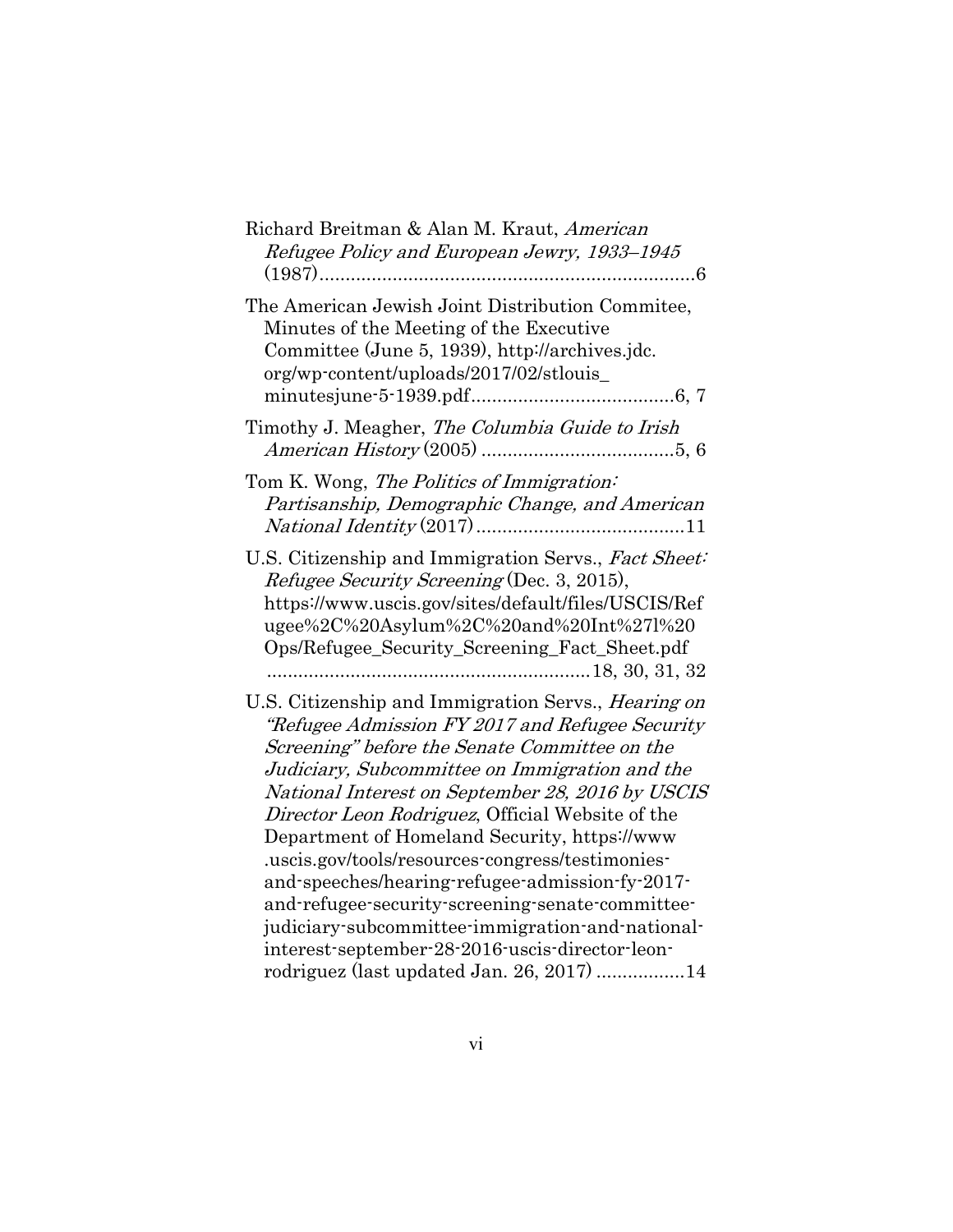Richard Breitman & Alan M. Kraut, *American Refugee Policy and European Jewry, 1933–1945* (1987)........................................................................6

The American Jewish Joint Distribution Commitee, Minutes of the Meeting of the Executive Committee (June 5, 1939), http://archives.jdc.org/wp-content/uploads/2017/02/stlouis_minutesjune-5-1939.pdf......................................6, 7

Timothy J. Meagher, *The Columbia Guide to Irish American History* (2005) .....................................5, 6

Tom K. Wong, *The Politics of Immigration: Partisanship, Demographic Change, and American National Identity* (2017)........................................11

U.S. Citizenship and Immigration Servs., *Fact Sheet: Refugee Security Screening* (Dec. 3, 2015), https://www.uscis.gov/sites/default/files/USCIS/Refugee%2C%20Asylum%2C%20and%20Int%27l%20Ops/Refugee_Security_Screening_Fact_Sheet.pdf ..............................................................18, 30, 31, 32

U.S. Citizenship and Immigration Servs., *Hearing on "Refugee Admission FY 2017 and Refugee Security Screening" before the Senate Committee on the Judiciary, Subcommittee on Immigration and the National Interest on September 28, 2016 by USCIS Director Leon Rodriguez*, Official Website of the Department of Homeland Security, https://www.uscis.gov/tools/resources-congress/testimonies-and-speeches/hearing-refugee-admission-fy-2017-and-refugee-security-screening-senate-committee-judiciary-subcommittee-immigration-and-national-interest-september-28-2016-uscis-director-leon-rodriguez (last updated Jan. 26, 2017) .................14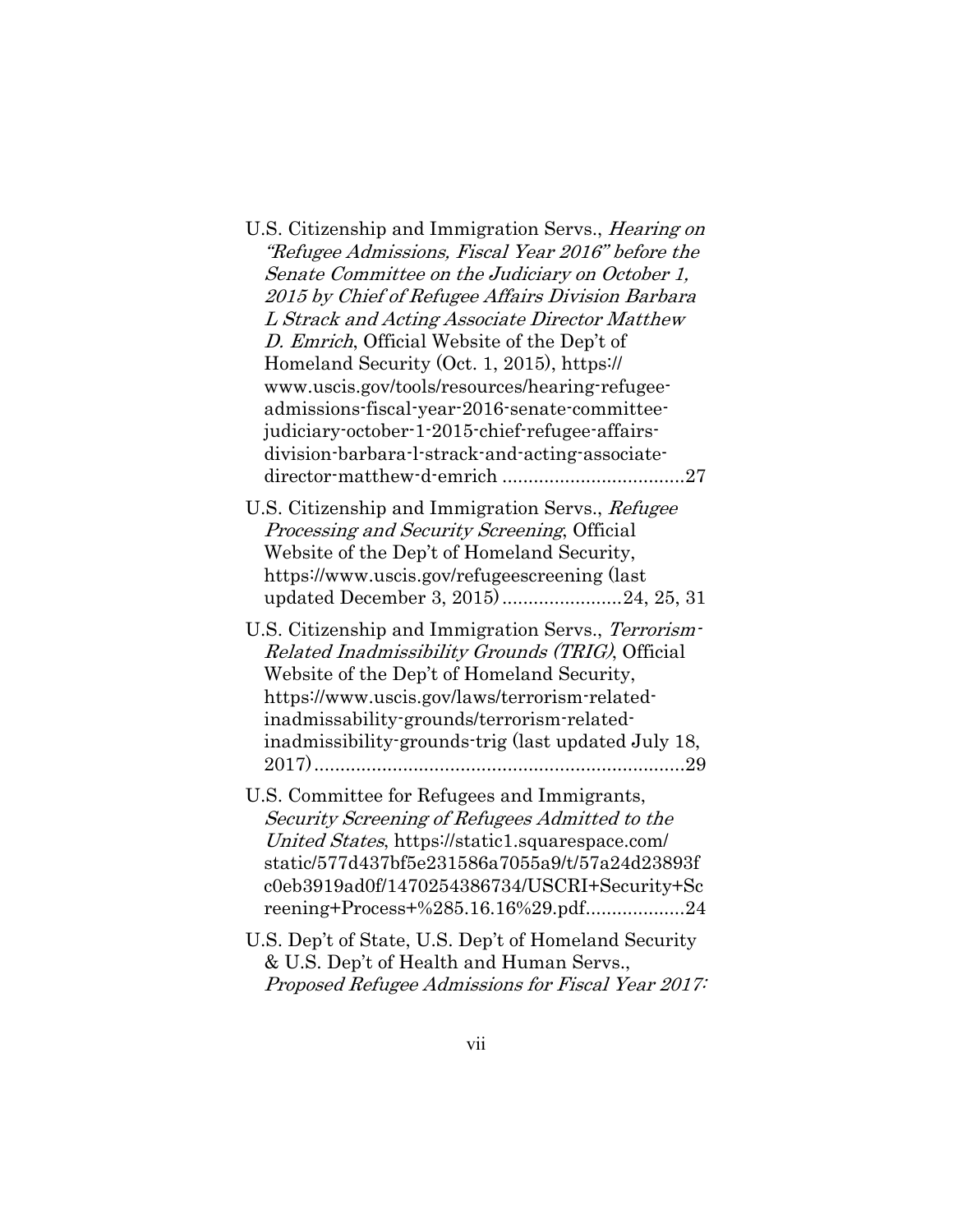U.S. Citizenship and Immigration Servs., *Hearing on "Refugee Admissions, Fiscal Year 2016" before the Senate Committee on the Judiciary on October 1, 2015 by Chief of Refugee Affairs Division Barbara L Strack and Acting Associate Director Matthew D. Emrich*, Official Website of the Dep't of Homeland Security (Oct. 1, 2015), https://www.uscis.gov/tools/resources/hearing-refugee-admissions-fiscal-year-2016-senate-committee-judiciary-october-1-2015-chief-refugee-affairs-division-barbara-l-strack-and-acting-associate-director-matthew-d-emrich ..................................27

U.S. Citizenship and Immigration Servs., *Refugee Processing and Security Screening*, Official Website of the Dep't of Homeland Security, https://www.uscis.gov/refugeescreening (last updated December 3, 2015).......................24, 25, 31

U.S. Citizenship and Immigration Servs., *Terrorism-Related Inadmissibility Grounds (TRIG)*, Official Website of the Dep't of Homeland Security, https://www.uscis.gov/laws/terrorism-related-inadmissability-grounds/terrorism-related-inadmissibility-grounds-trig (last updated July 18, 2017)......................................................................29

U.S. Committee for Refugees and Immigrants, *Security Screening of Refugees Admitted to the United States*, https://static1.squarespace.com/static/577d437bf5e231586a7055a9/t/57a24d23893fc0eb3919ad0f/1470254386734/USCRI+Security+Screening+Process+%285.16.16%29.pdf..................24

U.S. Dep't of State, U.S. Dep't of Homeland Security & U.S. Dep't of Health and Human Servs., *Proposed Refugee Admissions for Fiscal Year 2017:*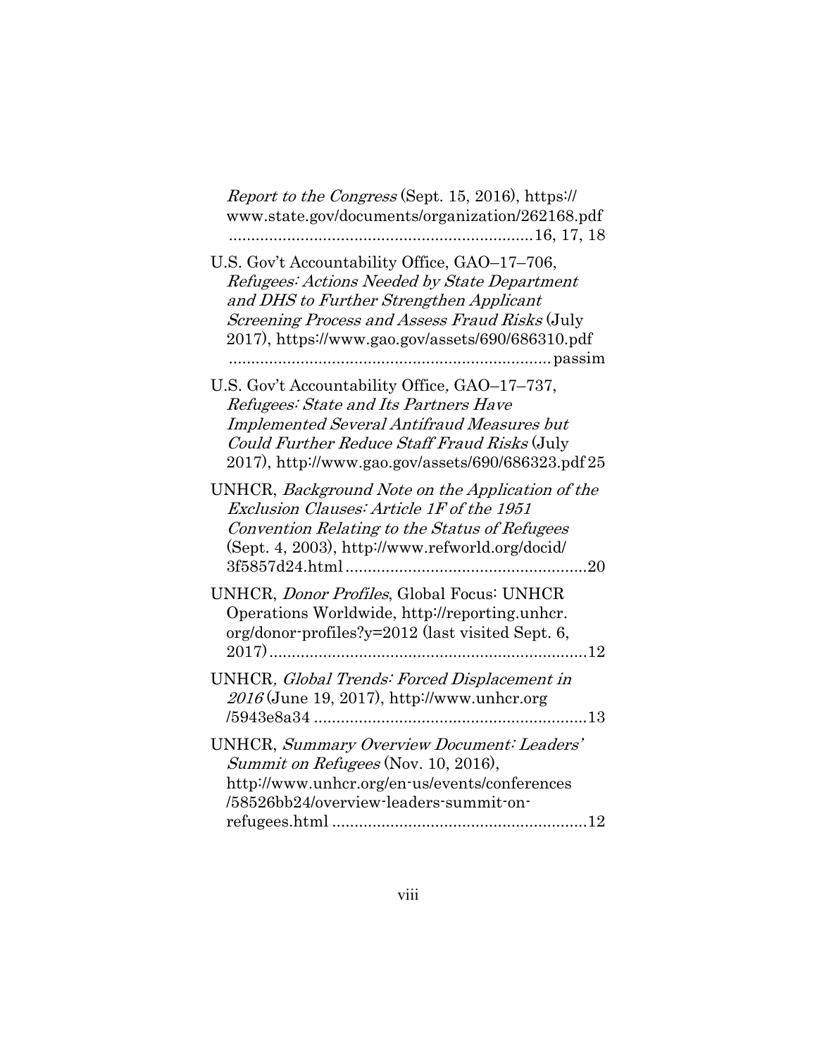*Report to the Congress* (Sept. 15, 2016), https://www.state.gov/documents/organization/262168.pdf ....................................................................16, 17, 18

U.S. Gov't Accountability Office, GAO–17–706, *Refugees: Actions Needed by State Department and DHS to Further Strengthen Applicant Screening Process and Assess Fraud Risks* (July 2017), https://www.gao.gov/assets/690/686310.pdf ....................................................................... passim

U.S. Gov't Accountability Office, GAO–17–737, *Refugees: State and Its Partners Have Implemented Several Antifraud Measures but Could Further Reduce Staff Fraud Risks* (July 2017), http://www.gao.gov/assets/690/686323.pdf 25

UNHCR, *Background Note on the Application of the Exclusion Clauses: Article 1F of the 1951 Convention Relating to the Status of Refugees* (Sept. 4, 2003), http://www.refworld.org/docid/3f5857d24.html......................................................20

UNHCR, *Donor Profiles*, Global Focus: UNHCR Operations Worldwide, http://reporting.unhcr.org/donor-profiles?y=2012 (last visited Sept. 6, 2017).......................................................................12

UNHCR, *Global Trends: Forced Displacement in 2016* (June 19, 2017), http://www.unhcr.org/5943e8a34 .............................................................13

UNHCR, *Summary Overview Document: Leaders' Summit on Refugees* (Nov. 10, 2016), http://www.unhcr.org/en-us/events/conferences/58526bb24/overview-leaders-summit-on-refugees.html .........................................................12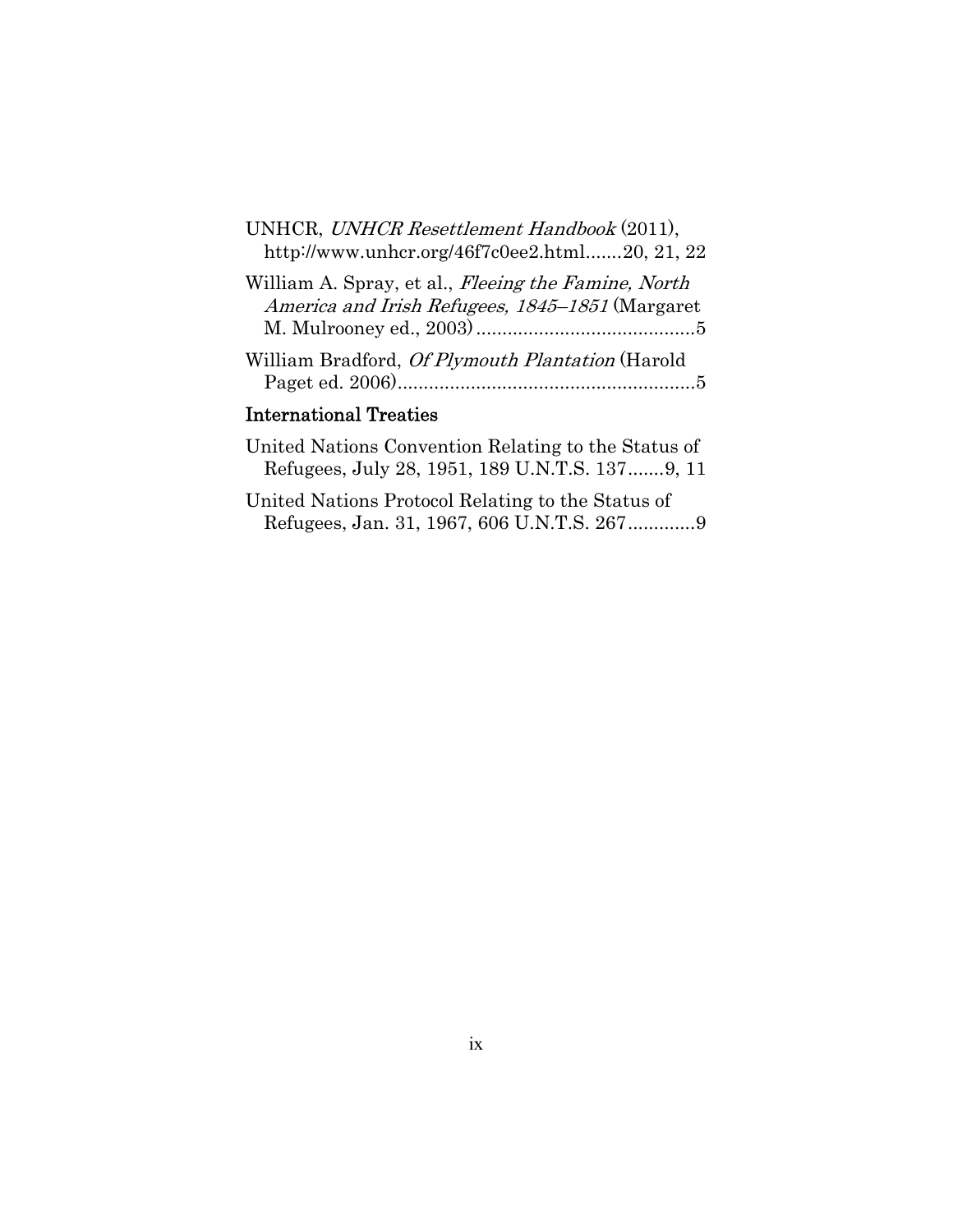UNHCR, *UNHCR Resettlement Handbook* (2011), http://www.unhcr.org/46f7c0ee2.html.......20, 21, 22

William A. Spray, et al., *Fleeing the Famine, North America and Irish Refugees, 1845–1851* (Margaret M. Mulrooney ed., 2003) ..........................................5

William Bradford, *Of Plymouth Plantation* (Harold Paget ed. 2006).........................................................5

## International Treaties

United Nations Convention Relating to the Status of Refugees, July 28, 1951, 189 U.N.T.S. 137.......9, 11

United Nations Protocol Relating to the Status of Refugees, Jan. 31, 1967, 606 U.N.T.S. 267.............9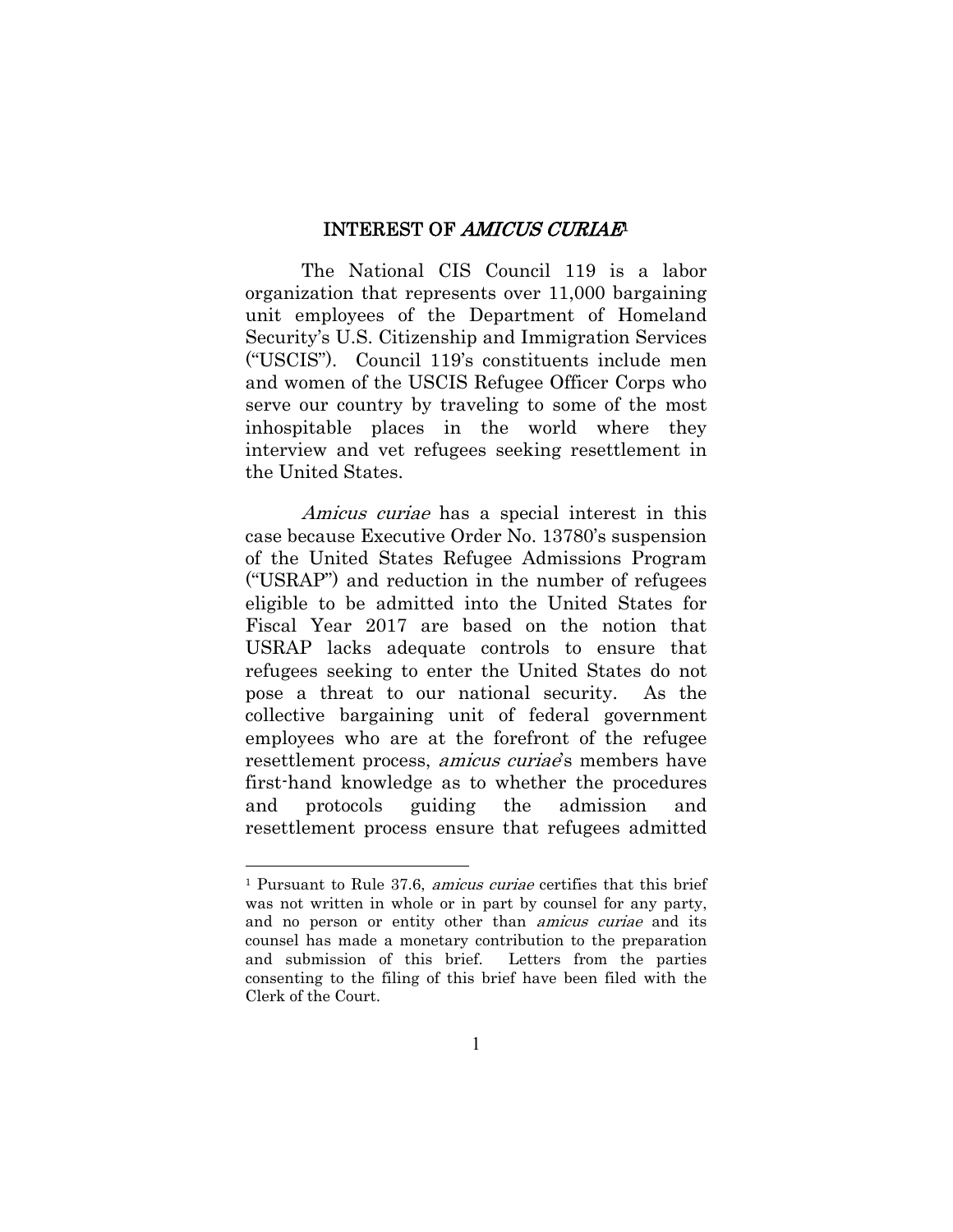# INTEREST OF *AMICUS CURIAE*[1]

The National CIS Council 119 is a labor organization that represents over 11,000 bargaining unit employees of the Department of Homeland Security's U.S. Citizenship and Immigration Services ("USCIS"). Council 119's constituents include men and women of the USCIS Refugee Officer Corps who serve our country by traveling to some of the most inhospitable places in the world where they interview and vet refugees seeking resettlement in the United States.

*Amicus curiae* has a special interest in this case because Executive Order No. 13780's suspension of the United States Refugee Admissions Program ("USRAP") and reduction in the number of refugees eligible to be admitted into the United States for Fiscal Year 2017 are based on the notion that USRAP lacks adequate controls to ensure that refugees seeking to enter the United States do not pose a threat to our national security. As the collective bargaining unit of federal government employees who are at the forefront of the refugee resettlement process, *amicus curiae*'s members have first-hand knowledge as to whether the procedures and protocols guiding the admission and resettlement process ensure that refugees admitted

---

[1] Pursuant to Rule 37.6, *amicus curiae* certifies that this brief was not written in whole or in part by counsel for any party, and no person or entity other than *amicus curiae* and its counsel has made a monetary contribution to the preparation and submission of this brief. Letters from the parties consenting to the filing of this brief have been filed with the Clerk of the Court.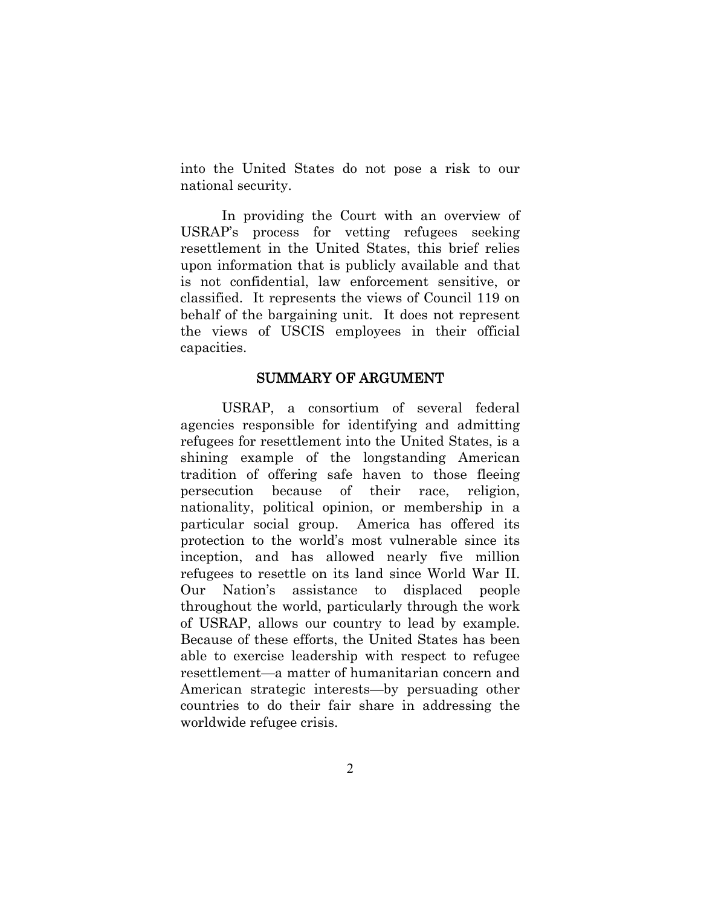into the United States do not pose a risk to our national security.

In providing the Court with an overview of USRAP's process for vetting refugees seeking resettlement in the United States, this brief relies upon information that is publicly available and that is not confidential, law enforcement sensitive, or classified. It represents the views of Council 119 on behalf of the bargaining unit. It does not represent the views of USCIS employees in their official capacities.

## SUMMARY OF ARGUMENT

USRAP, a consortium of several federal agencies responsible for identifying and admitting refugees for resettlement into the United States, is a shining example of the longstanding American tradition of offering safe haven to those fleeing persecution because of their race, religion, nationality, political opinion, or membership in a particular social group. America has offered its protection to the world's most vulnerable since its inception, and has allowed nearly five million refugees to resettle on its land since World War II. Our Nation's assistance to displaced people throughout the world, particularly through the work of USRAP, allows our country to lead by example. Because of these efforts, the United States has been able to exercise leadership with respect to refugee resettlement—a matter of humanitarian concern and American strategic interests—by persuading other countries to do their fair share in addressing the worldwide refugee crisis.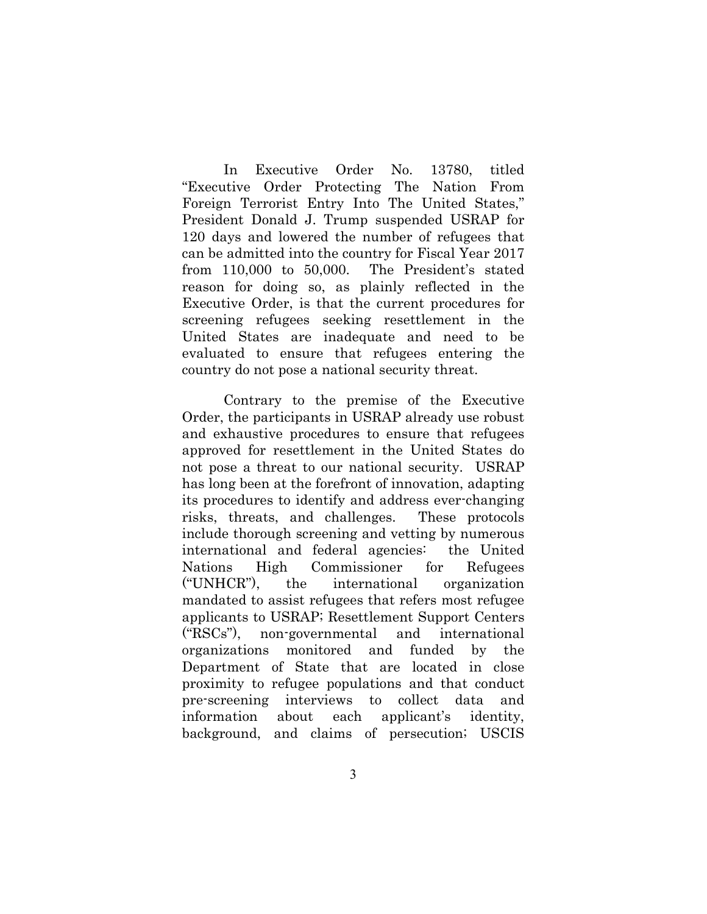In Executive Order No. 13780, titled "Executive Order Protecting The Nation From Foreign Terrorist Entry Into The United States," President Donald J. Trump suspended USRAP for 120 days and lowered the number of refugees that can be admitted into the country for Fiscal Year 2017 from 110,000 to 50,000. The President's stated reason for doing so, as plainly reflected in the Executive Order, is that the current procedures for screening refugees seeking resettlement in the United States are inadequate and need to be evaluated to ensure that refugees entering the country do not pose a national security threat.

Contrary to the premise of the Executive Order, the participants in USRAP already use robust and exhaustive procedures to ensure that refugees approved for resettlement in the United States do not pose a threat to our national security. USRAP has long been at the forefront of innovation, adapting its procedures to identify and address ever-changing risks, threats, and challenges. These protocols include thorough screening and vetting by numerous international and federal agencies: the United Nations High Commissioner for Refugees ("UNHCR"), the international organization mandated to assist refugees that refers most refugee applicants to USRAP; Resettlement Support Centers ("RSCs"), non-governmental and international organizations monitored and funded by the Department of State that are located in close proximity to refugee populations and that conduct pre-screening interviews to collect data and information about each applicant's identity, background, and claims of persecution; USCIS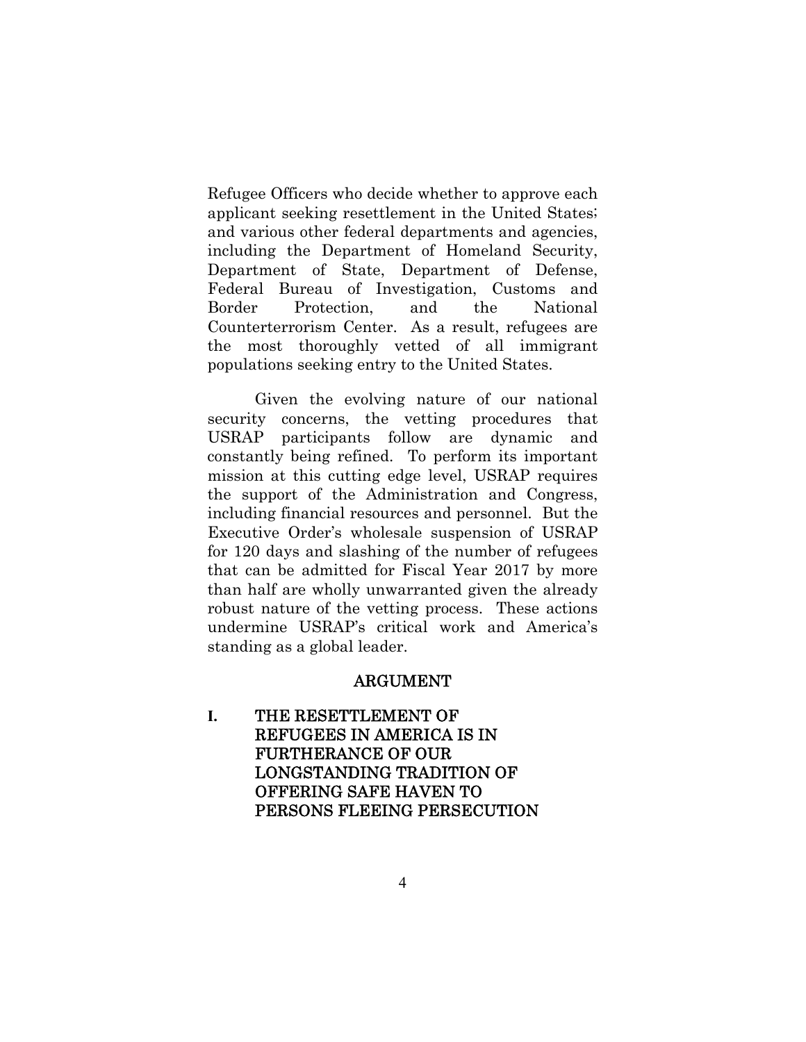Refugee Officers who decide whether to approve each applicant seeking resettlement in the United States; and various other federal departments and agencies, including the Department of Homeland Security, Department of State, Department of Defense, Federal Bureau of Investigation, Customs and Border Protection, and the National Counterterrorism Center. As a result, refugees are the most thoroughly vetted of all immigrant populations seeking entry to the United States.

Given the evolving nature of our national security concerns, the vetting procedures that USRAP participants follow are dynamic and constantly being refined. To perform its important mission at this cutting edge level, USRAP requires the support of the Administration and Congress, including financial resources and personnel. But the Executive Order's wholesale suspension of USRAP for 120 days and slashing of the number of refugees that can be admitted for Fiscal Year 2017 by more than half are wholly unwarranted given the already robust nature of the vetting process. These actions undermine USRAP's critical work and America's standing as a global leader.

## ARGUMENT

### I. THE RESETTLEMENT OF REFUGEES IN AMERICA IS IN FURTHERANCE OF OUR LONGSTANDING TRADITION OF OFFERING SAFE HAVEN TO PERSONS FLEEING PERSECUTION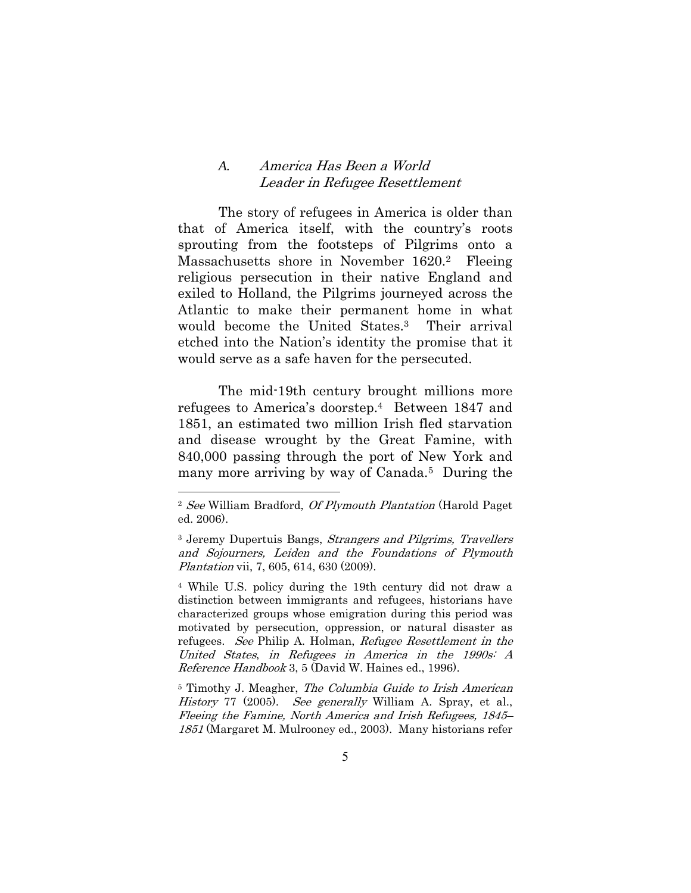### A. *America Has Been a World Leader in Refugee Resettlement*

The story of refugees in America is older than that of America itself, with the country's roots sprouting from the footsteps of Pilgrims onto a Massachusetts shore in November 1620.[2] Fleeing religious persecution in their native England and exiled to Holland, the Pilgrims journeyed across the Atlantic to make their permanent home in what would become the United States.[3] Their arrival etched into the Nation's identity the promise that it would serve as a safe haven for the persecuted.

The mid-19th century brought millions more refugees to America's doorstep.[4] Between 1847 and 1851, an estimated two million Irish fled starvation and disease wrought by the Great Famine, with 840,000 passing through the port of New York and many more arriving by way of Canada.[5] During the

---

[2] *See* William Bradford, *Of Plymouth Plantation* (Harold Paget ed. 2006).

[3] Jeremy Dupertuis Bangs, *Strangers and Pilgrims, Travellers and Sojourners, Leiden and the Foundations of Plymouth Plantation* vii, 7, 605, 614, 630 (2009).

[4] While U.S. policy during the 19th century did not draw a distinction between immigrants and refugees, historians have characterized groups whose emigration during this period was motivated by persecution, oppression, or natural disaster as refugees. *See* Philip A. Holman, *Refugee Resettlement in the United States*, *in Refugees in America in the 1990s: A Reference Handbook* 3, 5 (David W. Haines ed., 1996).

[5] Timothy J. Meagher, *The Columbia Guide to Irish American History* 77 (2005). *See generally* William A. Spray, et al., *Fleeing the Famine, North America and Irish Refugees, 1845–1851* (Margaret M. Mulrooney ed., 2003). Many historians refer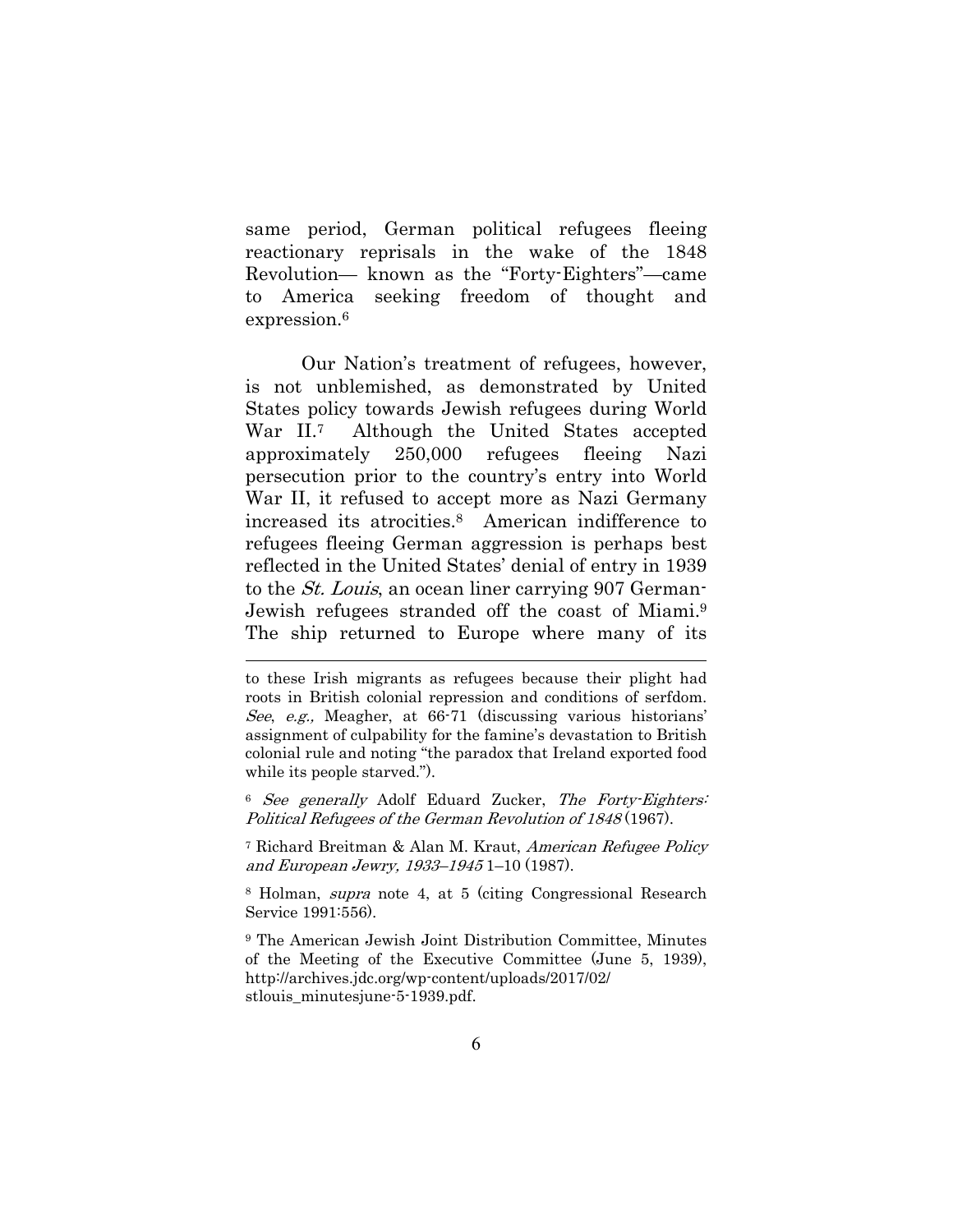same period, German political refugees fleeing reactionary reprisals in the wake of the 1848 Revolution— known as the "Forty-Eighters"—came to America seeking freedom of thought and expression.[6]

Our Nation's treatment of refugees, however, is not unblemished, as demonstrated by United States policy towards Jewish refugees during World War II.[7] Although the United States accepted approximately 250,000 refugees fleeing Nazi persecution prior to the country's entry into World War II, it refused to accept more as Nazi Germany increased its atrocities.[8] American indifference to refugees fleeing German aggression is perhaps best reflected in the United States' denial of entry in 1939 to the *St. Louis*, an ocean liner carrying 907 German-Jewish refugees stranded off the coast of Miami.[9] The ship returned to Europe where many of its

---

to these Irish migrants as refugees because their plight had roots in British colonial repression and conditions of serfdom. *See*, *e.g.,* Meagher, at 66-71 (discussing various historians' assignment of culpability for the famine's devastation to British colonial rule and noting "the paradox that Ireland exported food while its people starved.").

[6] *See generally* Adolf Eduard Zucker, *The Forty-Eighters: Political Refugees of the German Revolution of 1848* (1967).

[7] Richard Breitman & Alan M. Kraut, *American Refugee Policy and European Jewry, 1933–1945* 1–10 (1987).

[8] Holman, *supra* note 4, at 5 (citing Congressional Research Service 1991:556).

[9] The American Jewish Joint Distribution Committee, Minutes of the Meeting of the Executive Committee (June 5, 1939), http://archives.jdc.org/wp-content/uploads/2017/02/stlouis_minutesjune-5-1939.pdf.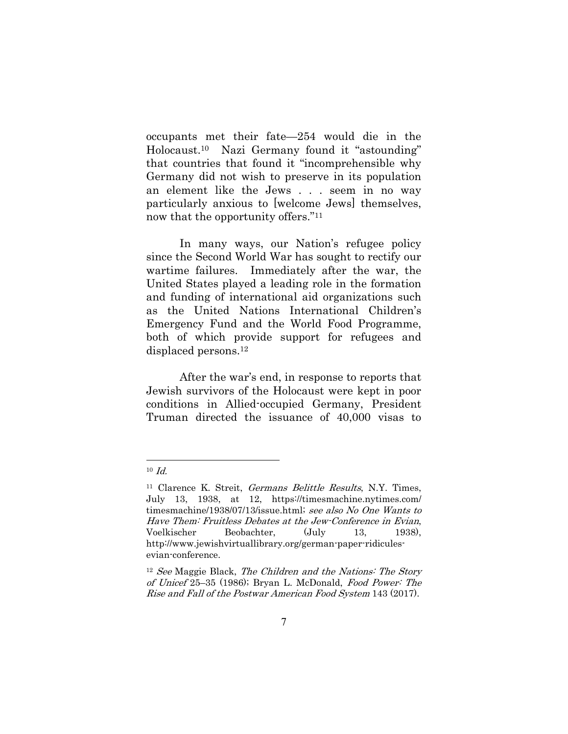occupants met their fate—254 would die in the Holocaust.[10] Nazi Germany found it "astounding" that countries that found it "incomprehensible why Germany did not wish to preserve in its population an element like the Jews . . . seem in no way particularly anxious to [welcome Jews] themselves, now that the opportunity offers."[11]

In many ways, our Nation's refugee policy since the Second World War has sought to rectify our wartime failures. Immediately after the war, the United States played a leading role in the formation and funding of international aid organizations such as the United Nations International Children's Emergency Fund and the World Food Programme, both of which provide support for refugees and displaced persons.[12]

After the war's end, in response to reports that Jewish survivors of the Holocaust were kept in poor conditions in Allied-occupied Germany, President Truman directed the issuance of 40,000 visas to

---

[10] *Id.*

[11] Clarence K. Streit, *Germans Belittle Results*, N.Y. Times, July 13, 1938, at 12, https://timesmachine.nytimes.com/timesmachine/1938/07/13/issue.html; *see also No One Wants to Have Them: Fruitless Debates at the Jew-Conference in Evian*, Voelkischer Beobachter, (July 13, 1938), http://www.jewishvirtuallibrary.org/german-paper-ridicules-evian-conference.

[12] *See* Maggie Black, *The Children and the Nations: The Story of Unicef* 25–35 (1986); Bryan L. McDonald, *Food Power: The Rise and Fall of the Postwar American Food System* 143 (2017).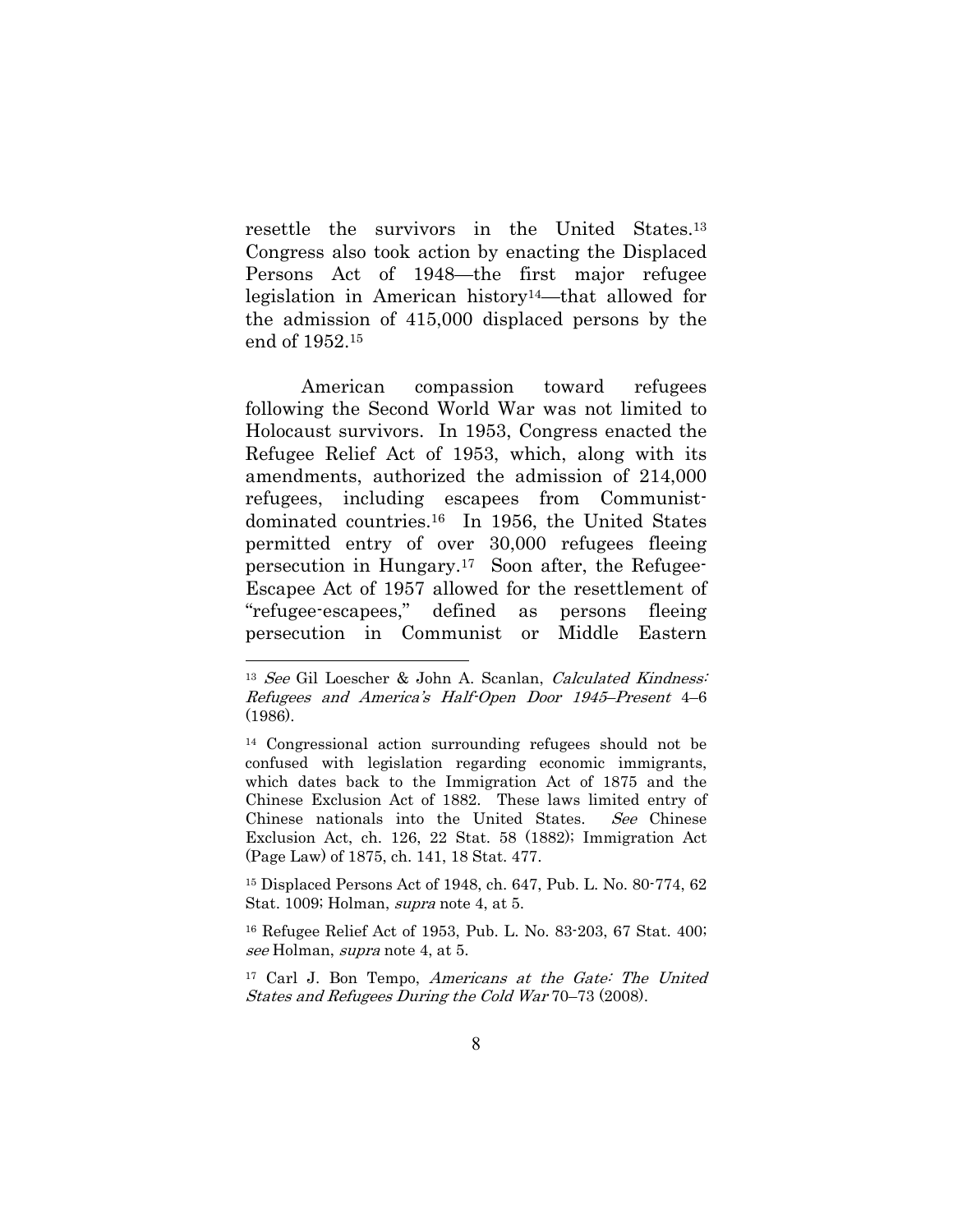resettle the survivors in the United States.[13] Congress also took action by enacting the Displaced Persons Act of 1948—the first major refugee legislation in American history[14]—that allowed for the admission of 415,000 displaced persons by the end of 1952.[15]

American compassion toward refugees following the Second World War was not limited to Holocaust survivors. In 1953, Congress enacted the Refugee Relief Act of 1953, which, along with its amendments, authorized the admission of 214,000 refugees, including escapees from Communist-dominated countries.[16] In 1956, the United States permitted entry of over 30,000 refugees fleeing persecution in Hungary.[17] Soon after, the Refugee-Escapee Act of 1957 allowed for the resettlement of "refugee-escapees," defined as persons fleeing persecution in Communist or Middle Eastern

---

[13] *See* Gil Loescher & John A. Scanlan, *Calculated Kindness: Refugees and America's Half-Open Door 1945–Present* 4–6 (1986).

[14] Congressional action surrounding refugees should not be confused with legislation regarding economic immigrants, which dates back to the Immigration Act of 1875 and the Chinese Exclusion Act of 1882. These laws limited entry of Chinese nationals into the United States. *See* Chinese Exclusion Act, ch. 126, 22 Stat. 58 (1882); Immigration Act (Page Law) of 1875, ch. 141, 18 Stat. 477.

[15] Displaced Persons Act of 1948, ch. 647, Pub. L. No. 80-774, 62 Stat. 1009; Holman, *supra* note 4, at 5.

[16] Refugee Relief Act of 1953, Pub. L. No. 83-203, 67 Stat. 400; *see* Holman, *supra* note 4, at 5.

[17] Carl J. Bon Tempo, *Americans at the Gate: The United States and Refugees During the Cold War* 70–73 (2008).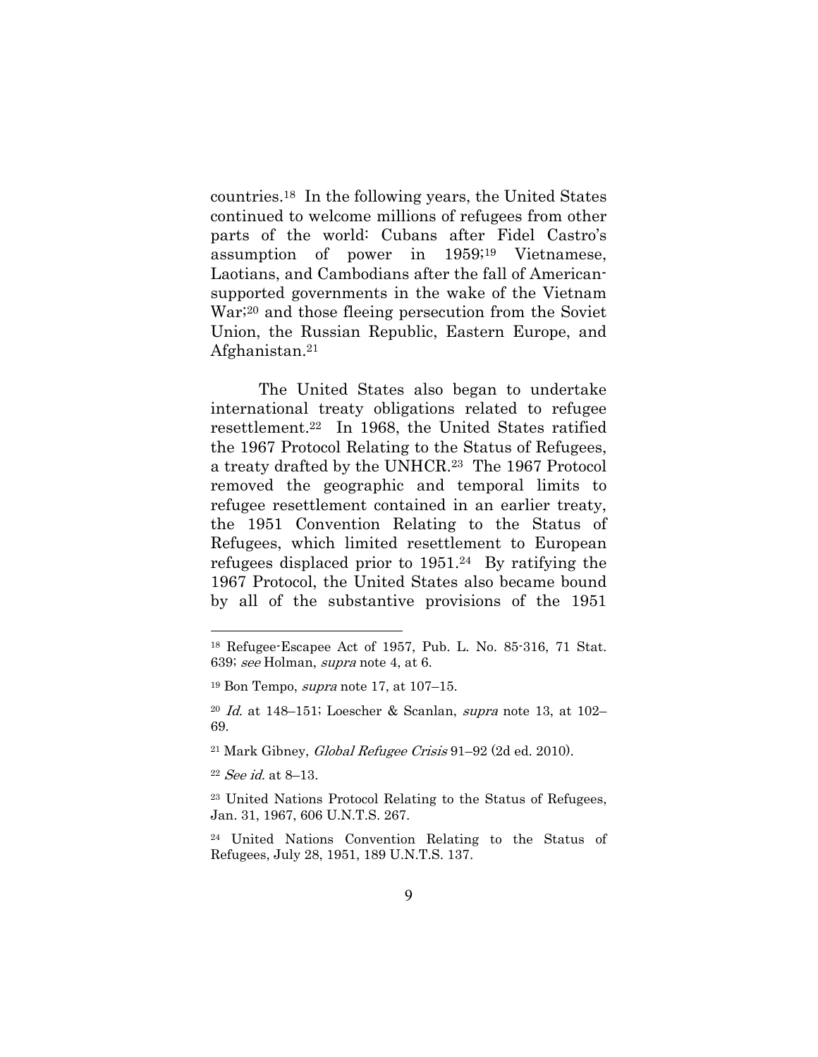countries.[18] In the following years, the United States continued to welcome millions of refugees from other parts of the world: Cubans after Fidel Castro's assumption of power in 1959;[19] Vietnamese, Laotians, and Cambodians after the fall of American-supported governments in the wake of the Vietnam War;[20] and those fleeing persecution from the Soviet Union, the Russian Republic, Eastern Europe, and Afghanistan.[21]

The United States also began to undertake international treaty obligations related to refugee resettlement.[22] In 1968, the United States ratified the 1967 Protocol Relating to the Status of Refugees, a treaty drafted by the UNHCR.[23] The 1967 Protocol removed the geographic and temporal limits to refugee resettlement contained in an earlier treaty, the 1951 Convention Relating to the Status of Refugees, which limited resettlement to European refugees displaced prior to 1951.[24] By ratifying the 1967 Protocol, the United States also became bound by all of the substantive provisions of the 1951

---

[18] Refugee-Escapee Act of 1957, Pub. L. No. 85-316, 71 Stat. 639; *see* Holman, *supra* note 4, at 6.

[19] Bon Tempo, *supra* note 17, at 107–15.

[20] *Id.* at 148–151; Loescher & Scanlan, *supra* note 13, at 102–69.

[21] Mark Gibney, *Global Refugee Crisis* 91–92 (2d ed. 2010).

[22] *See id.* at 8–13.

[23] United Nations Protocol Relating to the Status of Refugees, Jan. 31, 1967, 606 U.N.T.S. 267.

[24] United Nations Convention Relating to the Status of Refugees, July 28, 1951, 189 U.N.T.S. 137.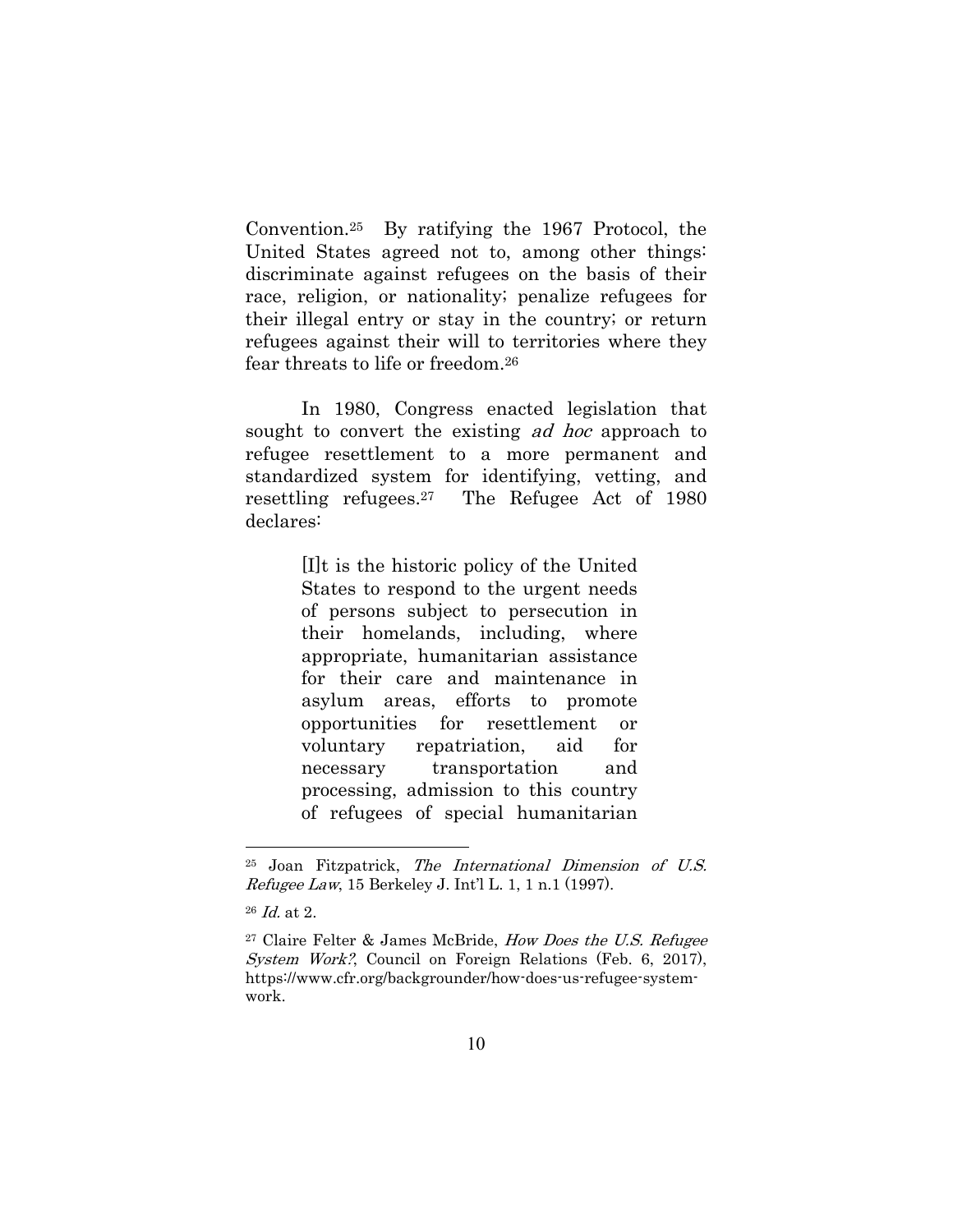Convention.[25] By ratifying the 1967 Protocol, the United States agreed not to, among other things: discriminate against refugees on the basis of their race, religion, or nationality; penalize refugees for their illegal entry or stay in the country; or return refugees against their will to territories where they fear threats to life or freedom.[26]

In 1980, Congress enacted legislation that sought to convert the existing *ad hoc* approach to refugee resettlement to a more permanent and standardized system for identifying, vetting, and resettling refugees.[27] The Refugee Act of 1980 declares:

> [I]t is the historic policy of the United States to respond to the urgent needs of persons subject to persecution in their homelands, including, where appropriate, humanitarian assistance for their care and maintenance in asylum areas, efforts to promote opportunities for resettlement or voluntary repatriation, aid for necessary transportation and processing, admission to this country of refugees of special humanitarian

---

[25] Joan Fitzpatrick, *The International Dimension of U.S. Refugee Law*, 15 Berkeley J. Int'l L. 1, 1 n.1 (1997).

[26] *Id.* at 2.

[27] Claire Felter & James McBride, *How Does the U.S. Refugee System Work?*, Council on Foreign Relations (Feb. 6, 2017), https://www.cfr.org/backgrounder/how-does-us-refugee-system-work.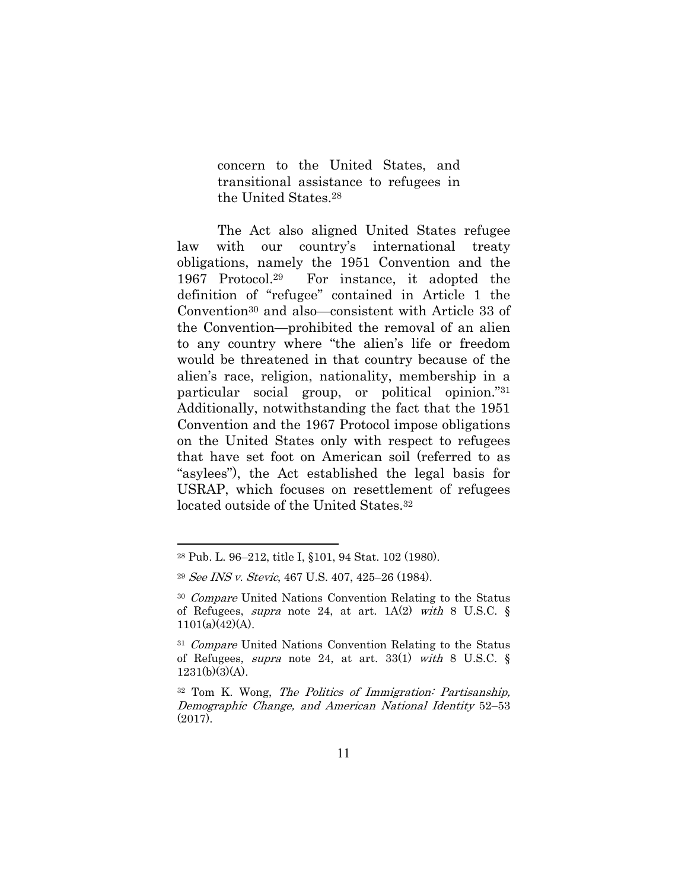> concern to the United States, and transitional assistance to refugees in the United States.[28]

The Act also aligned United States refugee law with our country's international treaty obligations, namely the 1951 Convention and the 1967 Protocol.[29] For instance, it adopted the definition of "refugee" contained in Article 1 the Convention[30] and also—consistent with Article 33 of the Convention—prohibited the removal of an alien to any country where "the alien's life or freedom would be threatened in that country because of the alien's race, religion, nationality, membership in a particular social group, or political opinion."[31] Additionally, notwithstanding the fact that the 1951 Convention and the 1967 Protocol impose obligations on the United States only with respect to refugees that have set foot on American soil (referred to as "asylees"), the Act established the legal basis for USRAP, which focuses on resettlement of refugees located outside of the United States.[32]

---

[28] Pub. L. 96–212, title I, §101, 94 Stat. 102 (1980).

[29] *See INS v. Stevic*, 467 U.S. 407, 425–26 (1984).

[30] *Compare* United Nations Convention Relating to the Status of Refugees, *supra* note 24, at art. 1A(2) *with* 8 U.S.C. § 1101(a)(42)(A).

[31] *Compare* United Nations Convention Relating to the Status of Refugees, *supra* note 24, at art. 33(1) *with* 8 U.S.C. § 1231(b)(3)(A).

[32] Tom K. Wong, *The Politics of Immigration: Partisanship, Demographic Change, and American National Identity* 52–53 (2017).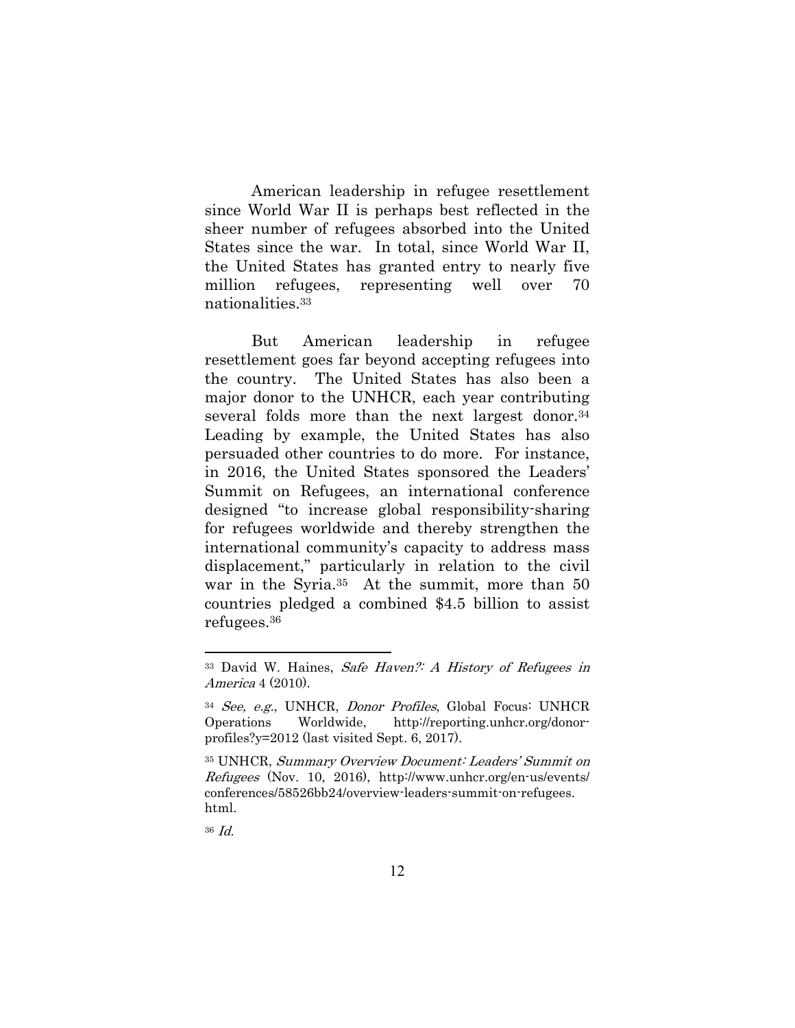American leadership in refugee resettlement since World War II is perhaps best reflected in the sheer number of refugees absorbed into the United States since the war. In total, since World War II, the United States has granted entry to nearly five million refugees, representing well over 70 nationalities.[33]

But American leadership in refugee resettlement goes far beyond accepting refugees into the country. The United States has also been a major donor to the UNHCR, each year contributing several folds more than the next largest donor.[34] Leading by example, the United States has also persuaded other countries to do more. For instance, in 2016, the United States sponsored the Leaders' Summit on Refugees, an international conference designed "to increase global responsibility-sharing for refugees worldwide and thereby strengthen the international community's capacity to address mass displacement," particularly in relation to the civil war in the Syria.[35] At the summit, more than 50 countries pledged a combined $4.5 billion to assist refugees.[36]

---

[33] David W. Haines, *Safe Haven?: A History of Refugees in America* 4 (2010).

[34] *See, e.g.*, UNHCR, *Donor Profiles*, Global Focus: UNHCR Operations Worldwide, http://reporting.unhcr.org/donor-profiles?y=2012 (last visited Sept. 6, 2017).

[35] UNHCR, *Summary Overview Document: Leaders' Summit on Refugees* (Nov. 10, 2016), http://www.unhcr.org/en-us/events/conferences/58526bb24/overview-leaders-summit-on-refugees.html.

[36] *Id.*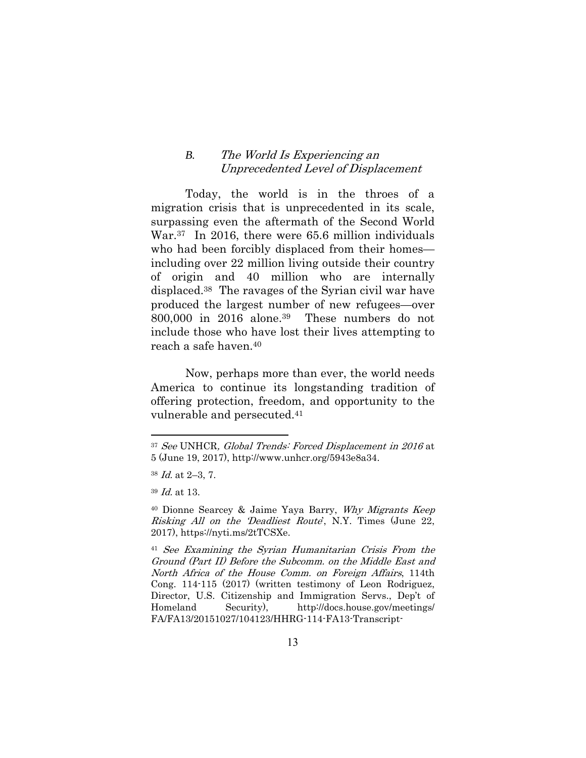### *B. The World Is Experiencing an Unprecedented Level of Displacement*

Today, the world is in the throes of a migration crisis that is unprecedented in its scale, surpassing even the aftermath of the Second World War.[37] In 2016, there were 65.6 million individuals who had been forcibly displaced from their homes—including over 22 million living outside their country of origin and 40 million who are internally displaced.[38] The ravages of the Syrian civil war have produced the largest number of new refugees—over 800,000 in 2016 alone.[39] These numbers do not include those who have lost their lives attempting to reach a safe haven.[40]

Now, perhaps more than ever, the world needs America to continue its longstanding tradition of offering protection, freedom, and opportunity to the vulnerable and persecuted.[41]

---

[37] *See* UNHCR, *Global Trends: Forced Displacement in 2016* at 5 (June 19, 2017), http://www.unhcr.org/5943e8a34.

[38] *Id.* at 2–3, 7.

[39] *Id.* at 13.

[40] Dionne Searcey & Jaime Yaya Barry, *Why Migrants Keep Risking All on the 'Deadliest Route'*, N.Y. Times (June 22, 2017), https://nyti.ms/2tTCSXe.

[41] *See Examining the Syrian Humanitarian Crisis From the Ground (Part II) Before the Subcomm. on the Middle East and North Africa of the House Comm. on Foreign Affairs*, 114th Cong. 114-115 (2017) (written testimony of Leon Rodriguez, Director, U.S. Citizenship and Immigration Servs., Dep't of Homeland Security), http://docs.house.gov/meetings/FA/FA13/20151027/104123/HHRG-114-FA13-Transcript-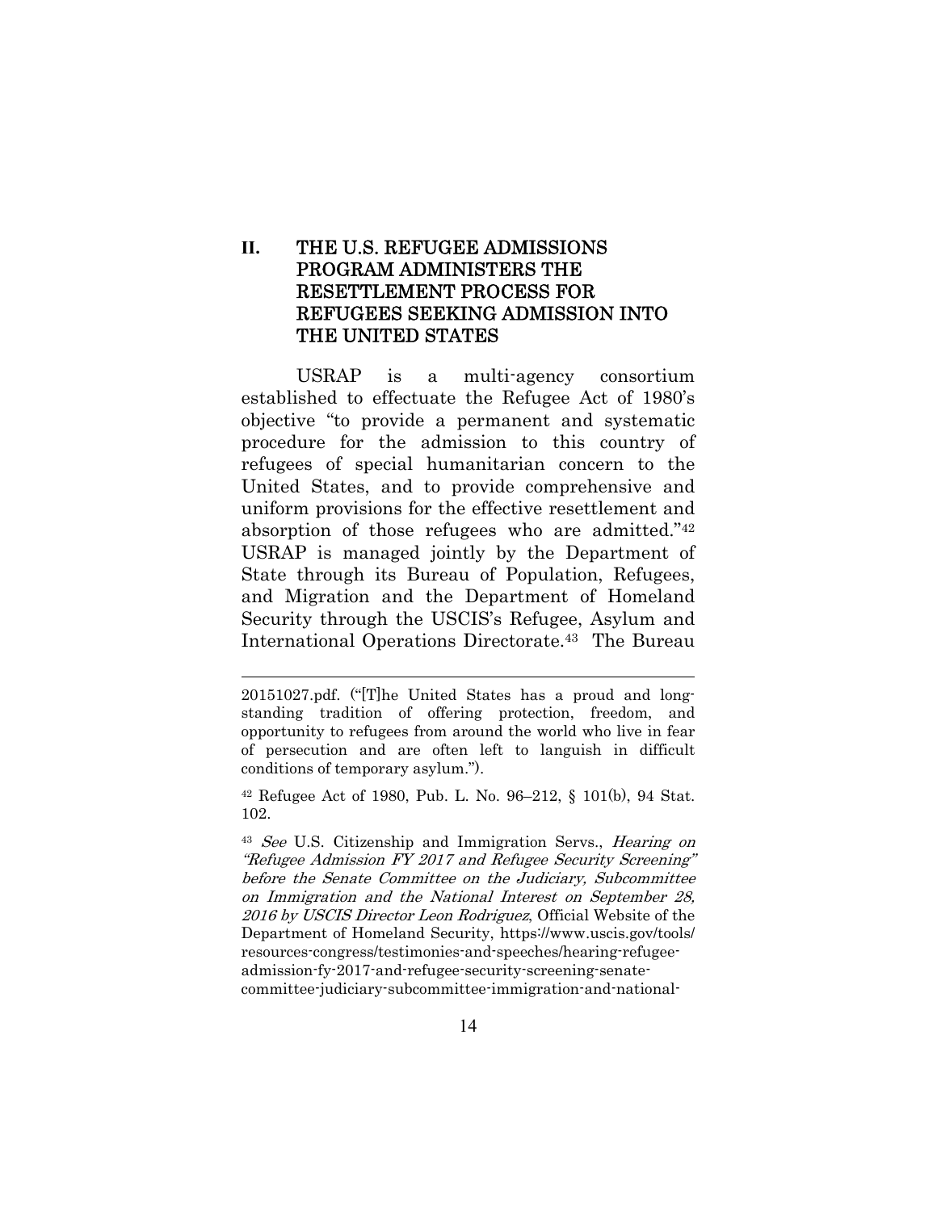## II. THE U.S. REFUGEE ADMISSIONS PROGRAM ADMINISTERS THE RESETTLEMENT PROCESS FOR REFUGEES SEEKING ADMISSION INTO THE UNITED STATES

USRAP is a multi-agency consortium established to effectuate the Refugee Act of 1980's objective "to provide a permanent and systematic procedure for the admission to this country of refugees of special humanitarian concern to the United States, and to provide comprehensive and uniform provisions for the effective resettlement and absorption of those refugees who are admitted."[42] USRAP is managed jointly by the Department of State through its Bureau of Population, Refugees, and Migration and the Department of Homeland Security through the USCIS's Refugee, Asylum and International Operations Directorate.[43] The Bureau

---

20151027.pdf. ("[T]he United States has a proud and long-standing tradition of offering protection, freedom, and opportunity to refugees from around the world who live in fear of persecution and are often left to languish in difficult conditions of temporary asylum.").

[42] Refugee Act of 1980, Pub. L. No. 96–212, § 101(b), 94 Stat. 102.

[43] *See* U.S. Citizenship and Immigration Servs., *Hearing on "Refugee Admission FY 2017 and Refugee Security Screening" before the Senate Committee on the Judiciary, Subcommittee on Immigration and the National Interest on September 28, 2016 by USCIS Director Leon Rodriguez*, Official Website of the Department of Homeland Security, https://www.uscis.gov/tools/resources-congress/testimonies-and-speeches/hearing-refugee-admission-fy-2017-and-refugee-security-screening-senate-committee-judiciary-subcommittee-immigration-and-national-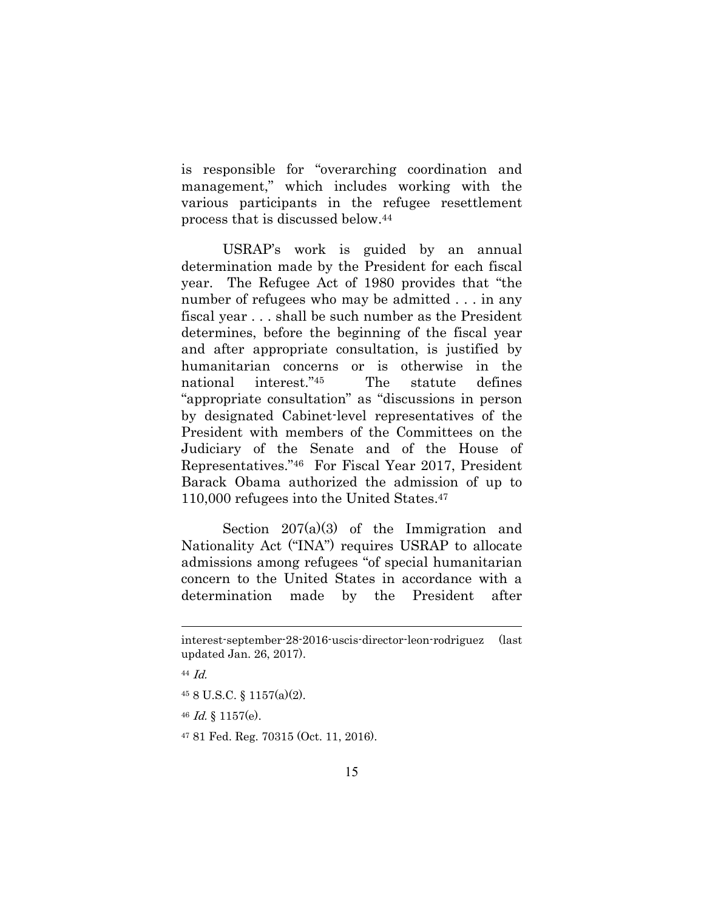is responsible for "overarching coordination and management," which includes working with the various participants in the refugee resettlement process that is discussed below.[44]

USRAP's work is guided by an annual determination made by the President for each fiscal year. The Refugee Act of 1980 provides that "the number of refugees who may be admitted . . . in any fiscal year . . . shall be such number as the President determines, before the beginning of the fiscal year and after appropriate consultation, is justified by humanitarian concerns or is otherwise in the national interest."[45] The statute defines "appropriate consultation" as "discussions in person by designated Cabinet-level representatives of the President with members of the Committees on the Judiciary of the Senate and of the House of Representatives."[46] For Fiscal Year 2017, President Barack Obama authorized the admission of up to 110,000 refugees into the United States.[47]

Section 207(a)(3) of the Immigration and Nationality Act ("INA") requires USRAP to allocate admissions among refugees "of special humanitarian concern to the United States in accordance with a determination made by the President after

---

interest-september-28-2016-uscis-director-leon-rodriguez (last updated Jan. 26, 2017).

[44] *Id.*

[45] 8 U.S.C. § 1157(a)(2).

[46] *Id.* § 1157(e).

[47] 81 Fed. Reg. 70315 (Oct. 11, 2016).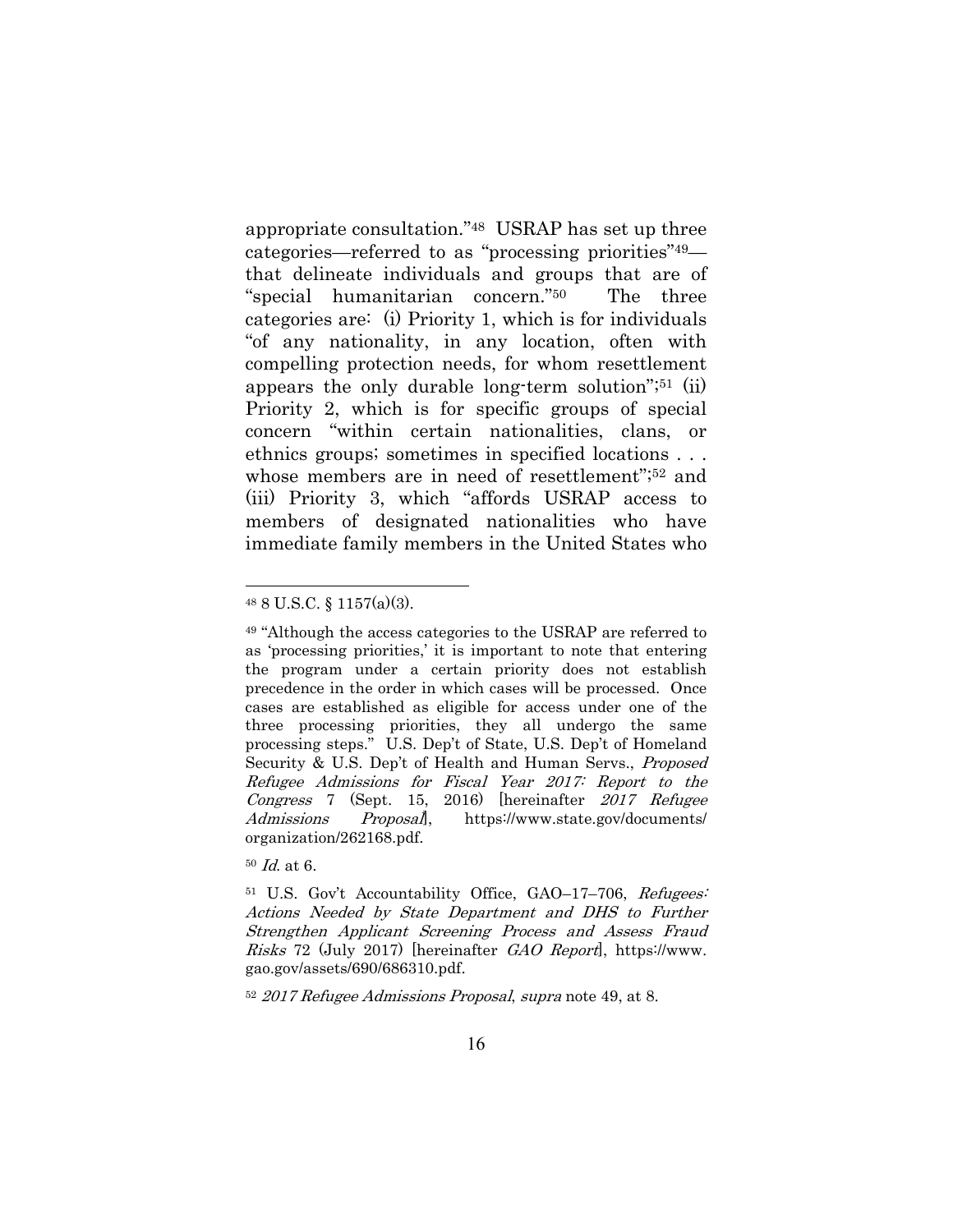appropriate consultation."[48] USRAP has set up three categories—referred to as "processing priorities"[49]—that delineate individuals and groups that are of "special humanitarian concern."[50] The three categories are: (i) Priority 1, which is for individuals "of any nationality, in any location, often with compelling protection needs, for whom resettlement appears the only durable long-term solution";[51] (ii) Priority 2, which is for specific groups of special concern "within certain nationalities, clans, or ethnics groups; sometimes in specified locations . . . whose members are in need of resettlement";[52] and (iii) Priority 3, which "affords USRAP access to members of designated nationalities who have immediate family members in the United States who

---

[48] 8 U.S.C. § 1157(a)(3).

[49] "Although the access categories to the USRAP are referred to as 'processing priorities,' it is important to note that entering the program under a certain priority does not establish precedence in the order in which cases will be processed. Once cases are established as eligible for access under one of the three processing priorities, they all undergo the same processing steps." U.S. Dep't of State, U.S. Dep't of Homeland Security & U.S. Dep't of Health and Human Servs., *Proposed Refugee Admissions for Fiscal Year 2017: Report to the Congress* 7 (Sept. 15, 2016) [hereinafter *2017 Refugee Admissions Proposal*], https://www.state.gov/documents/organization/262168.pdf.

[50] *Id.* at 6.

[51] U.S. Gov't Accountability Office, GAO–17–706, *Refugees: Actions Needed by State Department and DHS to Further Strengthen Applicant Screening Process and Assess Fraud Risks* 72 (July 2017) [hereinafter *GAO Report*], https://www.gao.gov/assets/690/686310.pdf.

[52] *2017 Refugee Admissions Proposal*, *supra* note 49, at 8.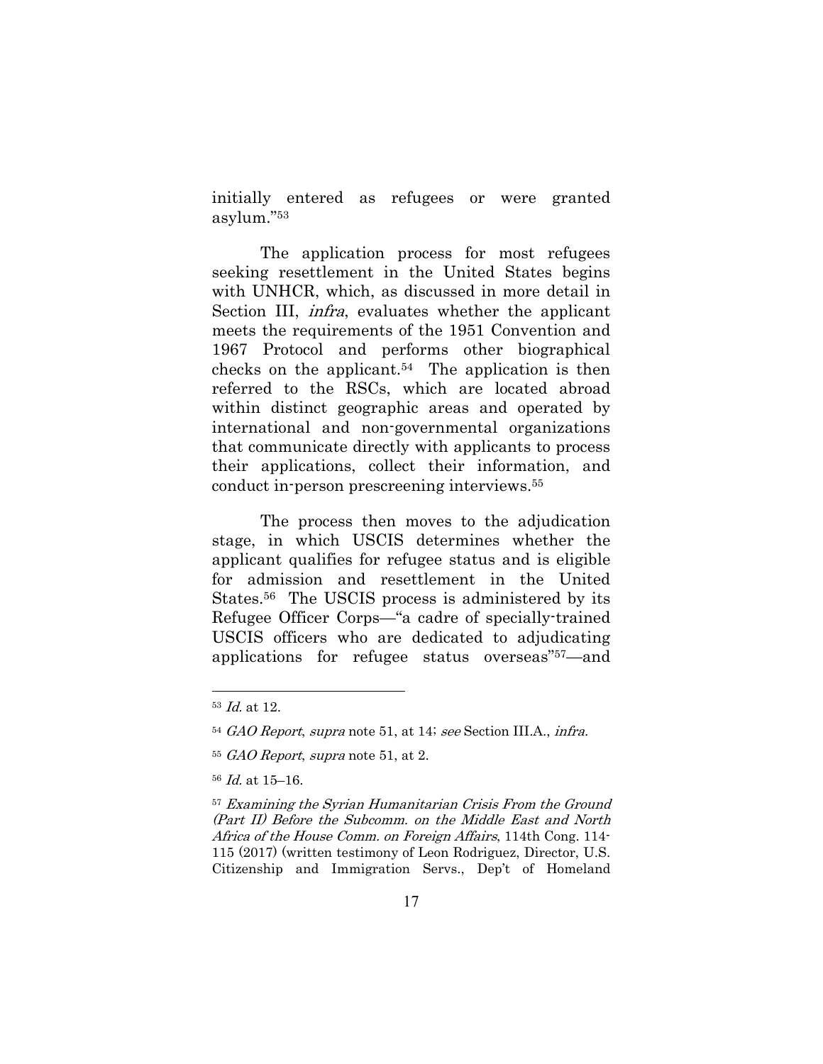initially entered as refugees or were granted asylum."[53]

The application process for most refugees seeking resettlement in the United States begins with UNHCR, which, as discussed in more detail in Section III, *infra*, evaluates whether the applicant meets the requirements of the 1951 Convention and 1967 Protocol and performs other biographical checks on the applicant.[54] The application is then referred to the RSCs, which are located abroad within distinct geographic areas and operated by international and non-governmental organizations that communicate directly with applicants to process their applications, collect their information, and conduct in-person prescreening interviews.[55]

The process then moves to the adjudication stage, in which USCIS determines whether the applicant qualifies for refugee status and is eligible for admission and resettlement in the United States.[56] The USCIS process is administered by its Refugee Officer Corps—"a cadre of specially-trained USCIS officers who are dedicated to adjudicating applications for refugee status overseas"[57]—and

---

[53] *Id.* at 12.

[54] *GAO Report*, *supra* note 51, at 14; *see* Section III.A., *infra.*

[55] *GAO Report*, *supra* note 51, at 2.

[56] *Id.* at 15–16.

[57] *Examining the Syrian Humanitarian Crisis From the Ground (Part II) Before the Subcomm. on the Middle East and North Africa of the House Comm. on Foreign Affairs*, 114th Cong. 114-115 (2017) (written testimony of Leon Rodriguez, Director, U.S. Citizenship and Immigration Servs., Dep't of Homeland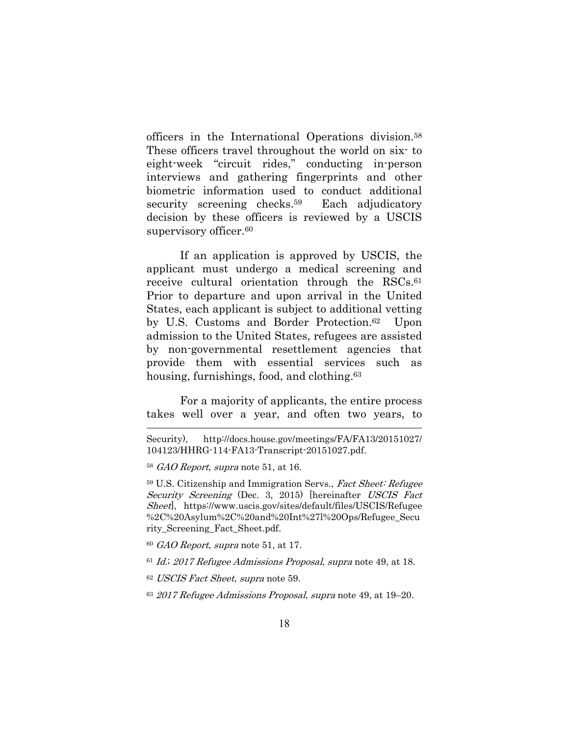officers in the International Operations division.[58] These officers travel throughout the world on six- to eight-week "circuit rides," conducting in-person interviews and gathering fingerprints and other biometric information used to conduct additional security screening checks.[59] Each adjudicatory decision by these officers is reviewed by a USCIS supervisory officer.[60]

If an application is approved by USCIS, the applicant must undergo a medical screening and receive cultural orientation through the RSCs.[61] Prior to departure and upon arrival in the United States, each applicant is subject to additional vetting by U.S. Customs and Border Protection.[62] Upon admission to the United States, refugees are assisted by non-governmental resettlement agencies that provide them with essential services such as housing, furnishings, food, and clothing.[63]

For a majority of applicants, the entire process takes well over a year, and often two years, to

---

Security), http://docs.house.gov/meetings/FA/FA13/20151027/104123/HHRG-114-FA13-Transcript-20151027.pdf.

[58] *GAO Report*, *supra* note 51, at 16.

[59] U.S. Citizenship and Immigration Servs., *Fact Sheet: Refugee Security Screening* (Dec. 3, 2015) [hereinafter *USCIS Fact Sheet*], https://www.uscis.gov/sites/default/files/USCIS/Refugee%2C%20Asylum%2C%20and%20Int%27l%20Ops/Refugee_Security_Screening_Fact_Sheet.pdf.

[60] *GAO Report*, *supra* note 51, at 17.

[61] *Id.*; *2017 Refugee Admissions Proposal*, *supra* note 49, at 18.

[62] *USCIS Fact Sheet*, *supra* note 59.

[63] *2017 Refugee Admissions Proposal*, *supra* note 49, at 19–20.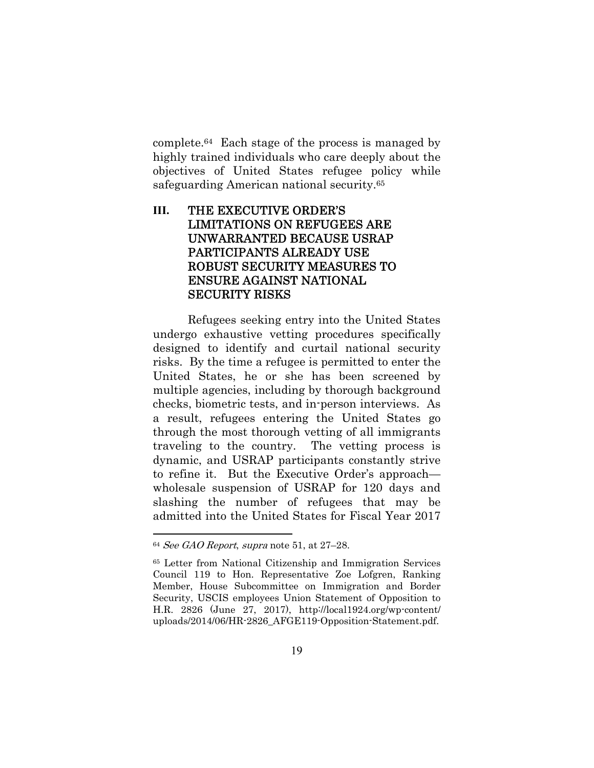complete.[64] Each stage of the process is managed by highly trained individuals who care deeply about the objectives of United States refugee policy while safeguarding American national security.[65]

## III. THE EXECUTIVE ORDER'S LIMITATIONS ON REFUGEES ARE UNWARRANTED BECAUSE USRAP PARTICIPANTS ALREADY USE ROBUST SECURITY MEASURES TO ENSURE AGAINST NATIONAL SECURITY RISKS

Refugees seeking entry into the United States undergo exhaustive vetting procedures specifically designed to identify and curtail national security risks. By the time a refugee is permitted to enter the United States, he or she has been screened by multiple agencies, including by thorough background checks, biometric tests, and in-person interviews. As a result, refugees entering the United States go through the most thorough vetting of all immigrants traveling to the country. The vetting process is dynamic, and USRAP participants constantly strive to refine it. But the Executive Order's approach—wholesale suspension of USRAP for 120 days and slashing the number of refugees that may be admitted into the United States for Fiscal Year 2017

---

[64] *See GAO Report*, *supra* note 51, at 27–28.

[65] Letter from National Citizenship and Immigration Services Council 119 to Hon. Representative Zoe Lofgren, Ranking Member, House Subcommittee on Immigration and Border Security, USCIS employees Union Statement of Opposition to H.R. 2826 (June 27, 2017), http://local1924.org/wp-content/uploads/2014/06/HR-2826_AFGE119-Opposition-Statement.pdf.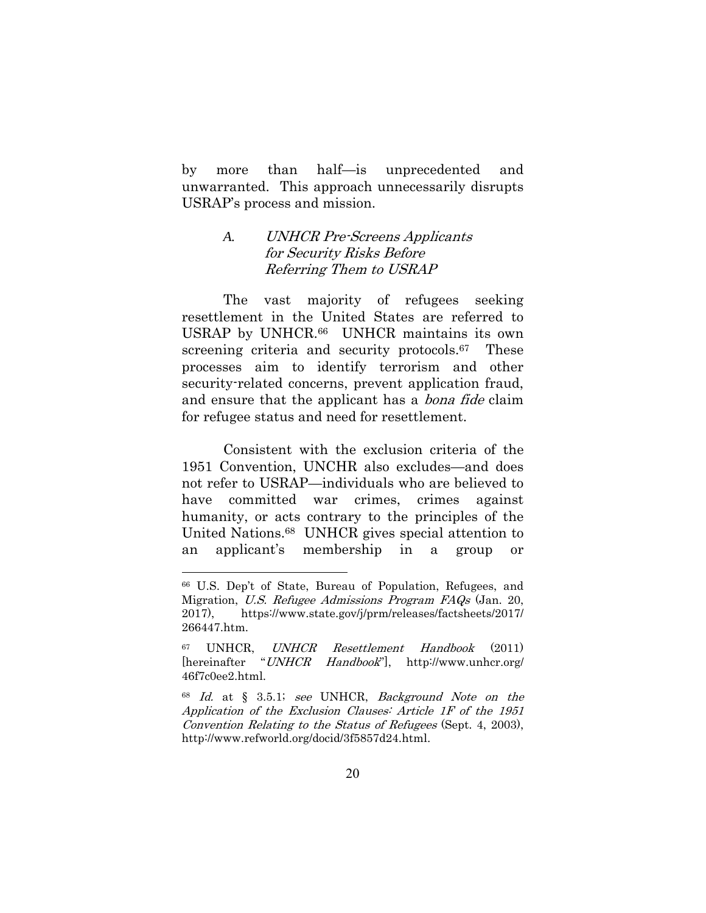by more than half—is unprecedented and unwarranted. This approach unnecessarily disrupts USRAP's process and mission.

### *A. UNHCR Pre-Screens Applicants for Security Risks Before Referring Them to USRAP*

The vast majority of refugees seeking resettlement in the United States are referred to USRAP by UNHCR.[66] UNHCR maintains its own screening criteria and security protocols.[67] These processes aim to identify terrorism and other security-related concerns, prevent application fraud, and ensure that the applicant has a *bona fide* claim for refugee status and need for resettlement.

Consistent with the exclusion criteria of the 1951 Convention, UNCHR also excludes—and does not refer to USRAP—individuals who are believed to have committed war crimes, crimes against humanity, or acts contrary to the principles of the United Nations.[68] UNHCR gives special attention to an applicant's membership in a group or

---

[66] U.S. Dep't of State, Bureau of Population, Refugees, and Migration, *U.S. Refugee Admissions Program FAQs* (Jan. 20, 2017), https://www.state.gov/j/prm/releases/factsheets/2017/266447.htm.

[67] UNHCR, *UNHCR Resettlement Handbook* (2011) [hereinafter "*UNHCR Handbook*"], http://www.unhcr.org/46f7c0ee2.html.

[68] *Id.* at § 3.5.1; *see* UNHCR, *Background Note on the Application of the Exclusion Clauses: Article 1F of the 1951 Convention Relating to the Status of Refugees* (Sept. 4, 2003), http://www.refworld.org/docid/3f5857d24.html.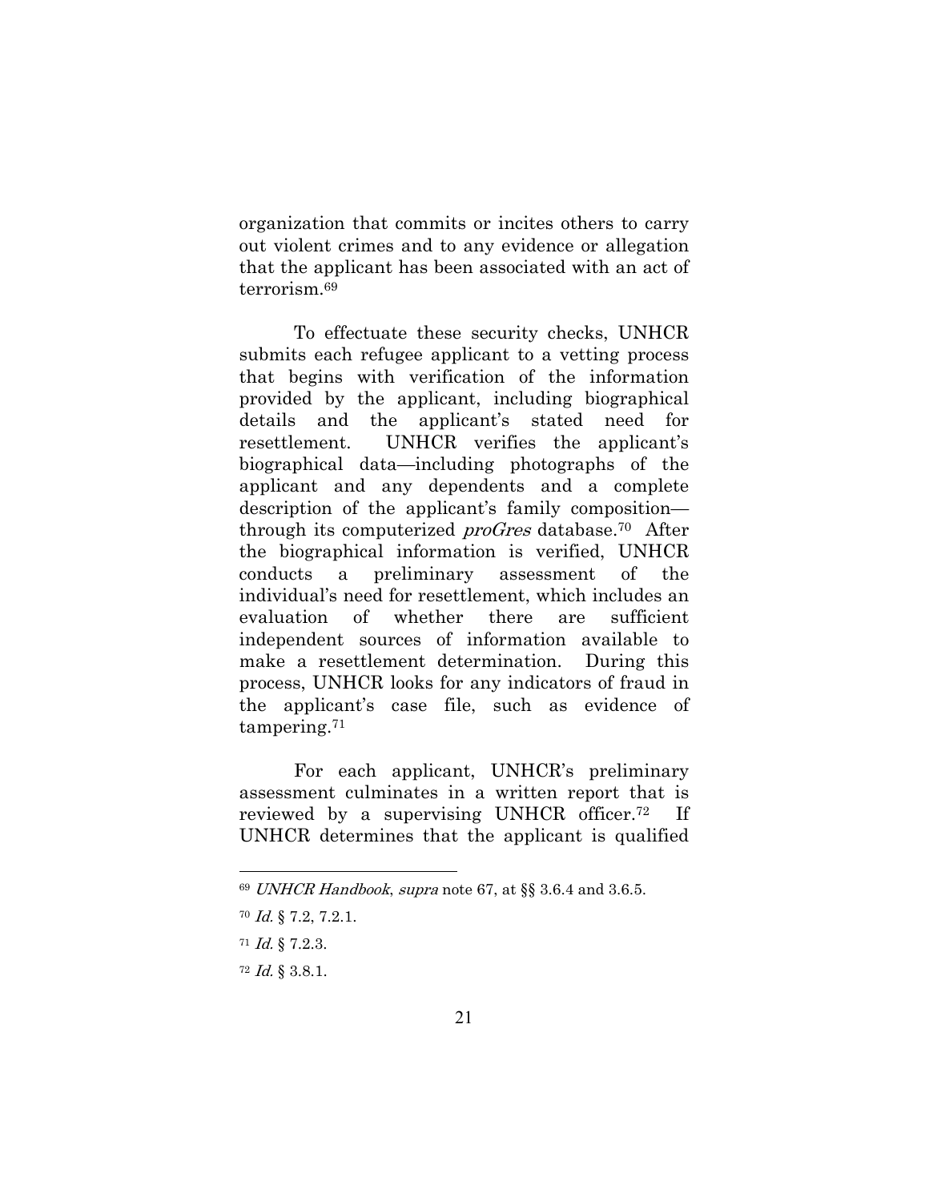organization that commits or incites others to carry out violent crimes and to any evidence or allegation that the applicant has been associated with an act of terrorism.[69]

To effectuate these security checks, UNHCR submits each refugee applicant to a vetting process that begins with verification of the information provided by the applicant, including biographical details and the applicant's stated need for resettlement. UNHCR verifies the applicant's biographical data—including photographs of the applicant and any dependents and a complete description of the applicant's family composition—through its computerized *proGres* database.[70] After the biographical information is verified, UNHCR conducts a preliminary assessment of the individual's need for resettlement, which includes an evaluation of whether there are sufficient independent sources of information available to make a resettlement determination. During this process, UNHCR looks for any indicators of fraud in the applicant's case file, such as evidence of tampering.[71]

For each applicant, UNHCR's preliminary assessment culminates in a written report that is reviewed by a supervising UNHCR officer.[72] If UNHCR determines that the applicant is qualified

---

[69] *UNHCR Handbook*, *supra* note 67, at §§ 3.6.4 and 3.6.5.

[70] *Id.* § 7.2, 7.2.1.

[71] *Id.* § 7.2.3.

[72] *Id.* § 3.8.1.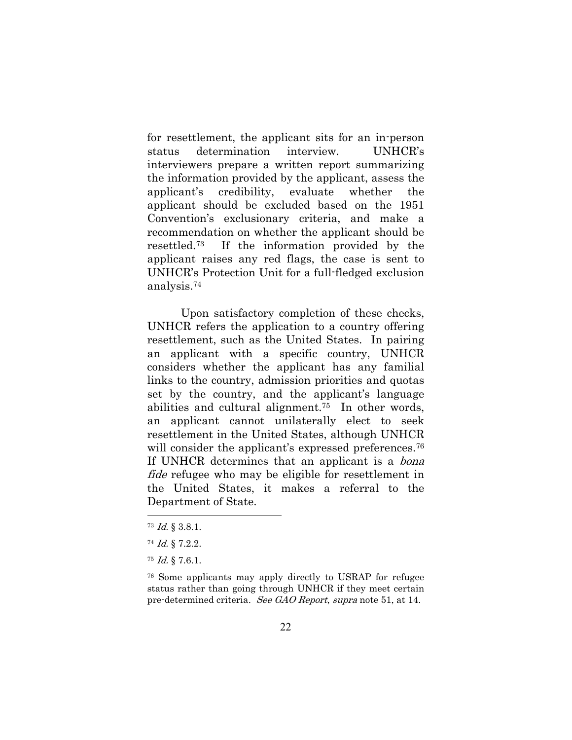for resettlement, the applicant sits for an in-person status determination interview. UNHCR's interviewers prepare a written report summarizing the information provided by the applicant, assess the applicant's credibility, evaluate whether the applicant should be excluded based on the 1951 Convention's exclusionary criteria, and make a recommendation on whether the applicant should be resettled.[73] If the information provided by the applicant raises any red flags, the case is sent to UNHCR's Protection Unit for a full-fledged exclusion analysis.[74]

Upon satisfactory completion of these checks, UNHCR refers the application to a country offering resettlement, such as the United States. In pairing an applicant with a specific country, UNHCR considers whether the applicant has any familial links to the country, admission priorities and quotas set by the country, and the applicant's language abilities and cultural alignment.[75] In other words, an applicant cannot unilaterally elect to seek resettlement in the United States, although UNHCR will consider the applicant's expressed preferences.[76] If UNHCR determines that an applicant is a *bona fide* refugee who may be eligible for resettlement in the United States, it makes a referral to the Department of State.

---

[73] *Id.* § 3.8.1.

[74] *Id.* § 7.2.2.

[75] *Id.* § 7.6.1.

[76] Some applicants may apply directly to USRAP for refugee status rather than going through UNHCR if they meet certain pre-determined criteria. *See GAO Report*, *supra* note 51, at 14.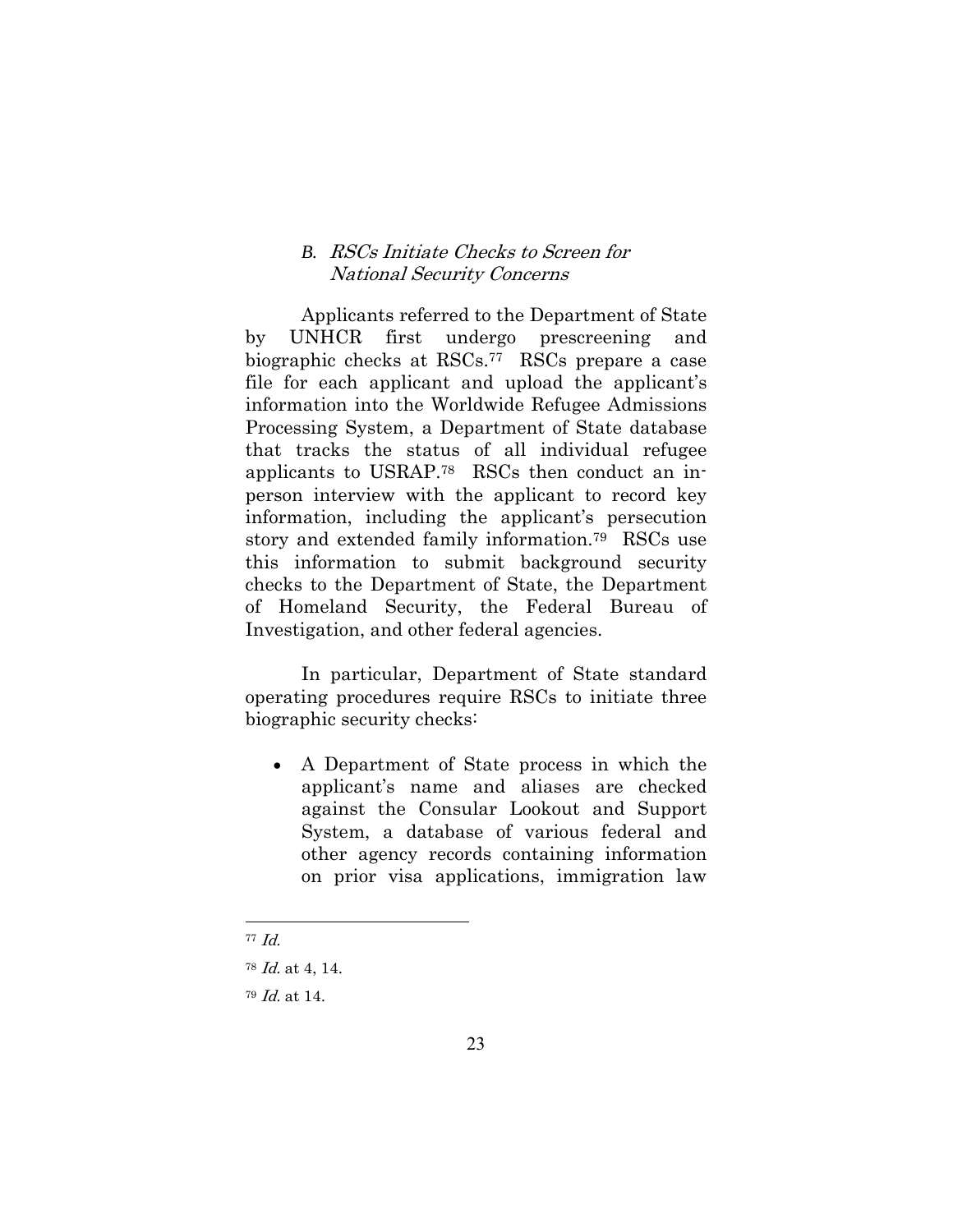### *B. RSCs Initiate Checks to Screen for National Security Concerns*

Applicants referred to the Department of State by UNHCR first undergo prescreening and biographic checks at RSCs.[77] RSCs prepare a case file for each applicant and upload the applicant's information into the Worldwide Refugee Admissions Processing System, a Department of State database that tracks the status of all individual refugee applicants to USRAP.[78] RSCs then conduct an in-person interview with the applicant to record key information, including the applicant's persecution story and extended family information.[79] RSCs use this information to submit background security checks to the Department of State, the Department of Homeland Security, the Federal Bureau of Investigation, and other federal agencies.

In particular, Department of State standard operating procedures require RSCs to initiate three biographic security checks:

- A Department of State process in which the applicant's name and aliases are checked against the Consular Lookout and Support System, a database of various federal and other agency records containing information on prior visa applications, immigration law

---

[77] *Id.*

[78] *Id.* at 4, 14.

[79] *Id.* at 14.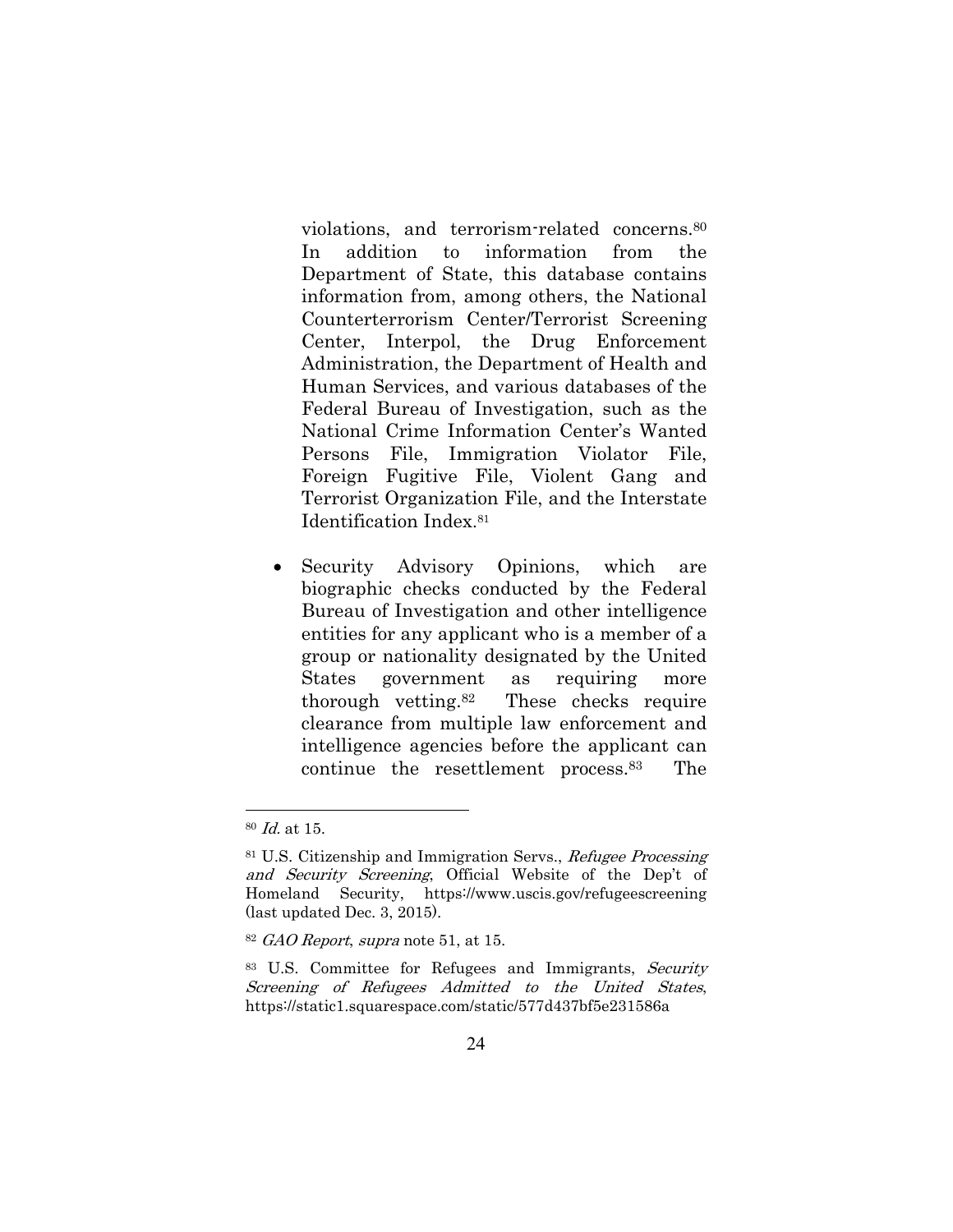violations, and terrorism-related concerns.[80] In addition to information from the Department of State, this database contains information from, among others, the National Counterterrorism Center/Terrorist Screening Center, Interpol, the Drug Enforcement Administration, the Department of Health and Human Services, and various databases of the Federal Bureau of Investigation, such as the National Crime Information Center's Wanted Persons File, Immigration Violator File, Foreign Fugitive File, Violent Gang and Terrorist Organization File, and the Interstate Identification Index.[81]

- Security Advisory Opinions, which are biographic checks conducted by the Federal Bureau of Investigation and other intelligence entities for any applicant who is a member of a group or nationality designated by the United States government as requiring more thorough vetting.[82] These checks require clearance from multiple law enforcement and intelligence agencies before the applicant can continue the resettlement process.[83] The

---

[80] *Id.* at 15.

[81] U.S. Citizenship and Immigration Servs., *Refugee Processing and Security Screening*, Official Website of the Dep't of Homeland Security, https://www.uscis.gov/refugeescreening (last updated Dec. 3, 2015).

[82] *GAO Report*, *supra* note 51, at 15.

[83] U.S. Committee for Refugees and Immigrants, *Security Screening of Refugees Admitted to the United States*, https://static1.squarespace.com/static/577d437bf5e231586a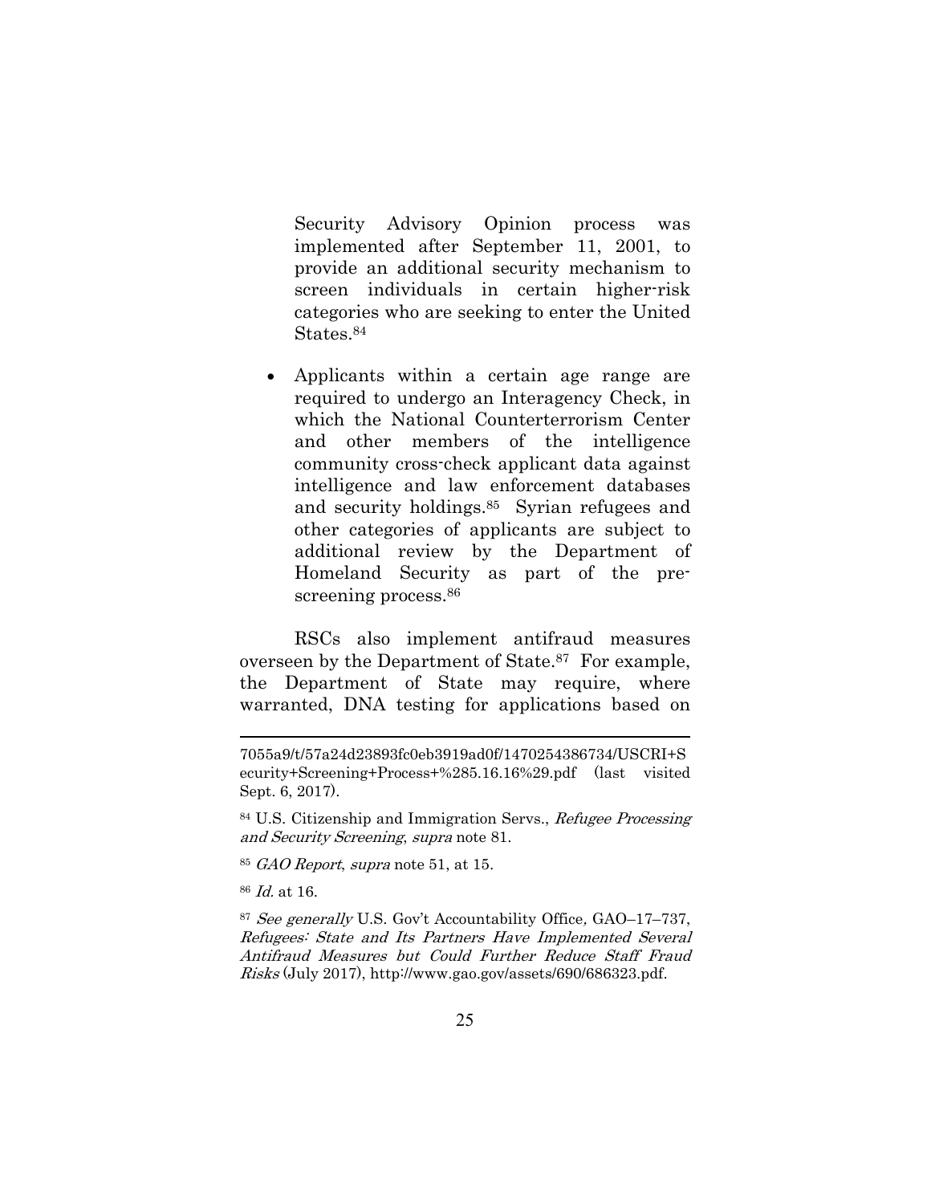Security Advisory Opinion process was implemented after September 11, 2001, to provide an additional security mechanism to screen individuals in certain higher-risk categories who are seeking to enter the United States.[84]

- Applicants within a certain age range are required to undergo an Interagency Check, in which the National Counterterrorism Center and other members of the intelligence community cross-check applicant data against intelligence and law enforcement databases and security holdings.[85] Syrian refugees and other categories of applicants are subject to additional review by the Department of Homeland Security as part of the pre-screening process.[86]

RSCs also implement antifraud measures overseen by the Department of State.[87] For example, the Department of State may require, where warranted, DNA testing for applications based on

---

7055a9/t/57a24d23893fc0eb3919ad0f/1470254386734/USCRI+Security+Screening+Process+%285.16.16%29.pdf (last visited Sept. 6, 2017).

[84] U.S. Citizenship and Immigration Servs., *Refugee Processing and Security Screening*, *supra* note 81.

[85] *GAO Report*, *supra* note 51, at 15.

[86] *Id.* at 16.

[87] *See generally* U.S. Gov't Accountability Office, GAO–17–737, *Refugees: State and Its Partners Have Implemented Several Antifraud Measures but Could Further Reduce Staff Fraud Risks* (July 2017), http://www.gao.gov/assets/690/686323.pdf.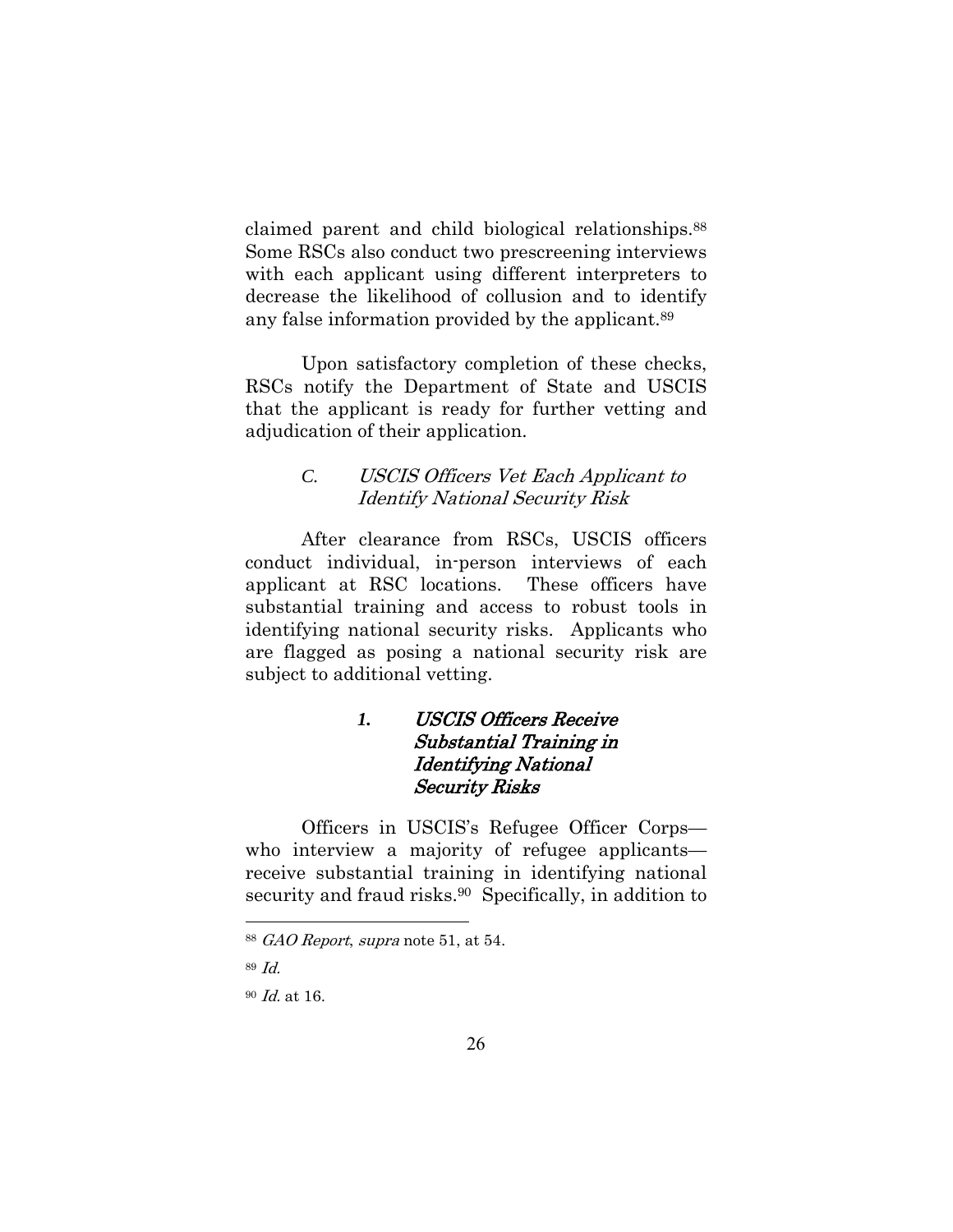claimed parent and child biological relationships.[88] Some RSCs also conduct two prescreening interviews with each applicant using different interpreters to decrease the likelihood of collusion and to identify any false information provided by the applicant.[89]

Upon satisfactory completion of these checks, RSCs notify the Department of State and USCIS that the applicant is ready for further vetting and adjudication of their application.

### C. *USCIS Officers Vet Each Applicant to Identify National Security Risk*

After clearance from RSCs, USCIS officers conduct individual, in-person interviews of each applicant at RSC locations. These officers have substantial training and access to robust tools in identifying national security risks. Applicants who are flagged as posing a national security risk are subject to additional vetting.

#### ***1. USCIS Officers Receive Substantial Training in Identifying National Security Risks***

Officers in USCIS's Refugee Officer Corps—who interview a majority of refugee applicants—receive substantial training in identifying national security and fraud risks.[90] Specifically, in addition to

---

[88] *GAO Report*, *supra* note 51, at 54.

[89] *Id.*

[90] *Id.* at 16.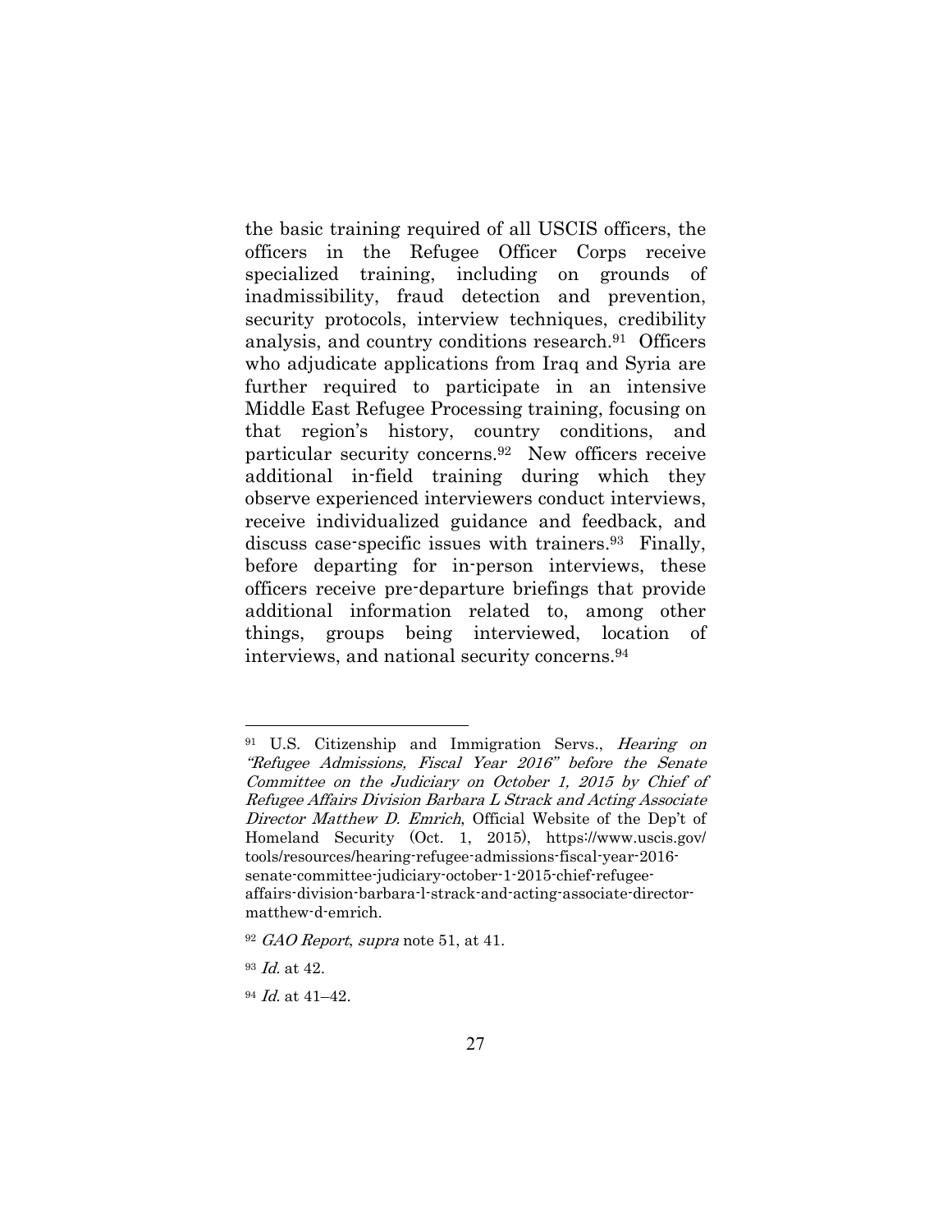the basic training required of all USCIS officers, the officers in the Refugee Officer Corps receive specialized training, including on grounds of inadmissibility, fraud detection and prevention, security protocols, interview techniques, credibility analysis, and country conditions research.[91] Officers who adjudicate applications from Iraq and Syria are further required to participate in an intensive Middle East Refugee Processing training, focusing on that region's history, country conditions, and particular security concerns.[92] New officers receive additional in-field training during which they observe experienced interviewers conduct interviews, receive individualized guidance and feedback, and discuss case-specific issues with trainers.[93] Finally, before departing for in-person interviews, these officers receive pre-departure briefings that provide additional information related to, among other things, groups being interviewed, location of interviews, and national security concerns.[94]

---

[91] U.S. Citizenship and Immigration Servs., *Hearing on "Refugee Admissions, Fiscal Year 2016" before the Senate Committee on the Judiciary on October 1, 2015 by Chief of Refugee Affairs Division Barbara L Strack and Acting Associate Director Matthew D. Emrich*, Official Website of the Dep't of Homeland Security (Oct. 1, 2015), https://www.uscis.gov/tools/resources/hearing-refugee-admissions-fiscal-year-2016-senate-committee-judiciary-october-1-2015-chief-refugee-affairs-division-barbara-l-strack-and-acting-associate-director-matthew-d-emrich.

[92] *GAO Report*, *supra* note 51, at 41.

[93] *Id.* at 42.

[94] *Id.* at 41–42.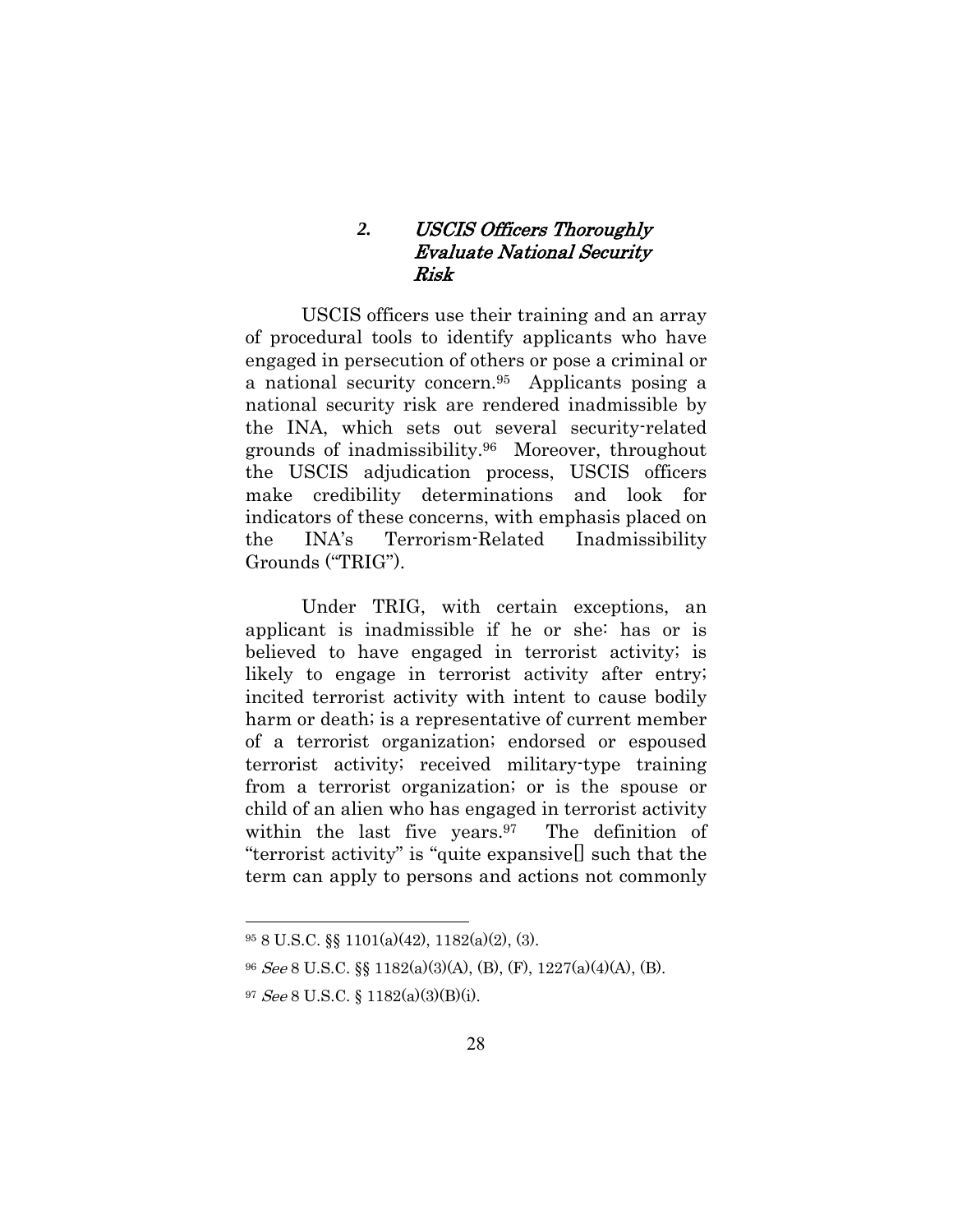### 2. *USCIS Officers Thoroughly Evaluate National Security Risk*

USCIS officers use their training and an array of procedural tools to identify applicants who have engaged in persecution of others or pose a criminal or a national security concern.[95] Applicants posing a national security risk are rendered inadmissible by the INA, which sets out several security-related grounds of inadmissibility.[96] Moreover, throughout the USCIS adjudication process, USCIS officers make credibility determinations and look for indicators of these concerns, with emphasis placed on the INA's Terrorism-Related Inadmissibility Grounds ("TRIG").

Under TRIG, with certain exceptions, an applicant is inadmissible if he or she: has or is believed to have engaged in terrorist activity; is likely to engage in terrorist activity after entry; incited terrorist activity with intent to cause bodily harm or death; is a representative of current member of a terrorist organization; endorsed or espoused terrorist activity; received military-type training from a terrorist organization; or is the spouse or child of an alien who has engaged in terrorist activity within the last five years.[97] The definition of "terrorist activity" is "quite expansive[] such that the term can apply to persons and actions not commonly

---

[95] 8 U.S.C. §§ 1101(a)(42), 1182(a)(2), (3).

[96] *See* 8 U.S.C. §§ 1182(a)(3)(A), (B), (F), 1227(a)(4)(A), (B).

[97] *See* 8 U.S.C. § 1182(a)(3)(B)(i).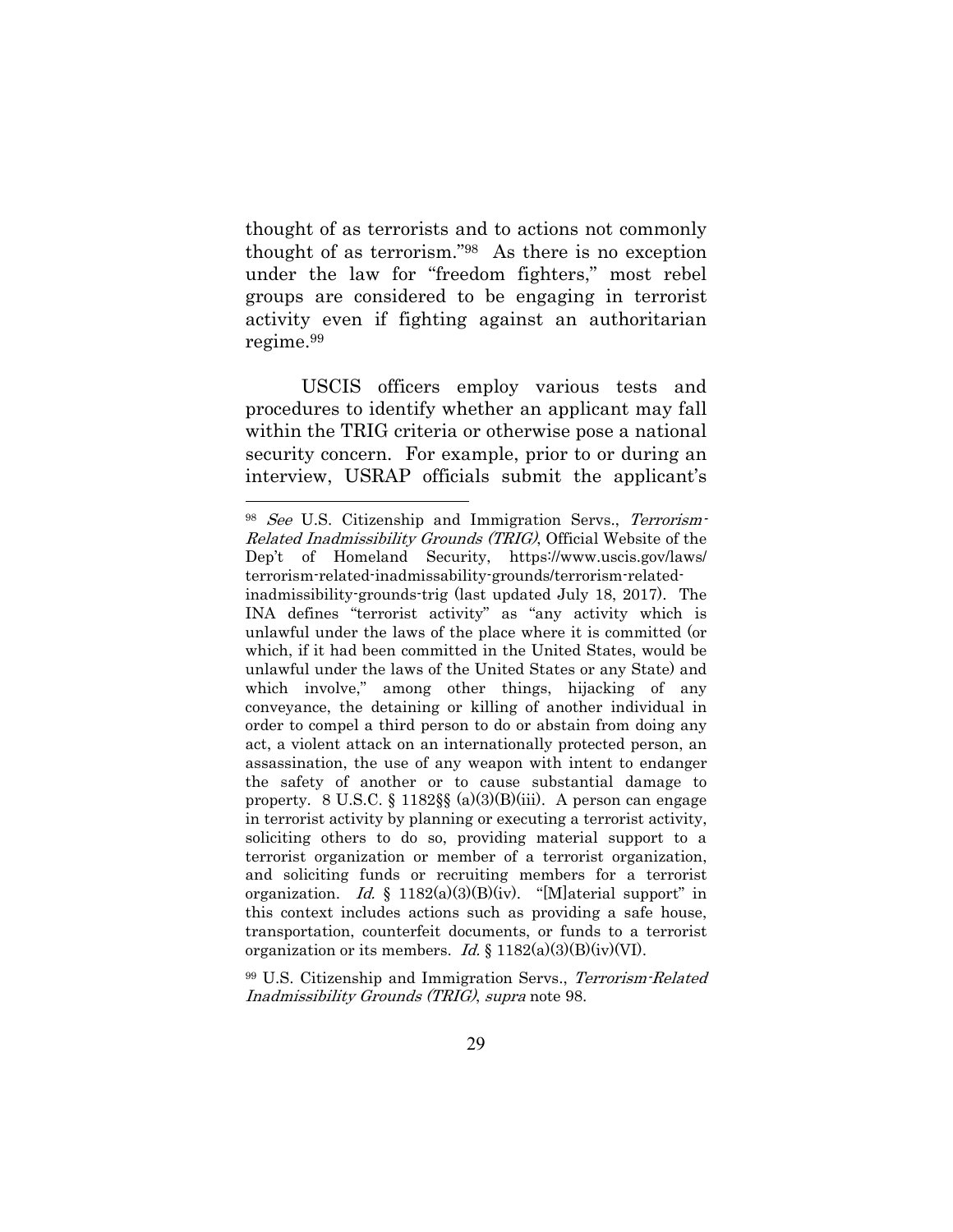thought of as terrorists and to actions not commonly thought of as terrorism."[98] As there is no exception under the law for "freedom fighters," most rebel groups are considered to be engaging in terrorist activity even if fighting against an authoritarian regime.[99]

USCIS officers employ various tests and procedures to identify whether an applicant may fall within the TRIG criteria or otherwise pose a national security concern. For example, prior to or during an interview, USRAP officials submit the applicant's

---

[98] *See* U.S. Citizenship and Immigration Servs., *Terrorism-Related Inadmissibility Grounds (TRIG)*, Official Website of the Dep't of Homeland Security, https://www.uscis.gov/laws/terrorism-related-inadmissability-grounds/terrorism-related-inadmissibility-grounds-trig (last updated July 18, 2017). The INA defines "terrorist activity" as "any activity which is unlawful under the laws of the place where it is committed (or which, if it had been committed in the United States, would be unlawful under the laws of the United States or any State) and which involve," among other things, hijacking of any conveyance, the detaining or killing of another individual in order to compel a third person to do or abstain from doing any act, a violent attack on an internationally protected person, an assassination, the use of any weapon with intent to endanger the safety of another or to cause substantial damage to property. 8 U.S.C. § 1182§§ (a)(3)(B)(iii). A person can engage in terrorist activity by planning or executing a terrorist activity, soliciting others to do so, providing material support to a terrorist organization or member of a terrorist organization, and soliciting funds or recruiting members for a terrorist organization. *Id.* § 1182(a)(3)(B)(iv). "[M]aterial support" in this context includes actions such as providing a safe house, transportation, counterfeit documents, or funds to a terrorist organization or its members. *Id.* § 1182(a)(3)(B)(iv)(VI).

[99] U.S. Citizenship and Immigration Servs., *Terrorism-Related Inadmissibility Grounds (TRIG)*, *supra* note 98.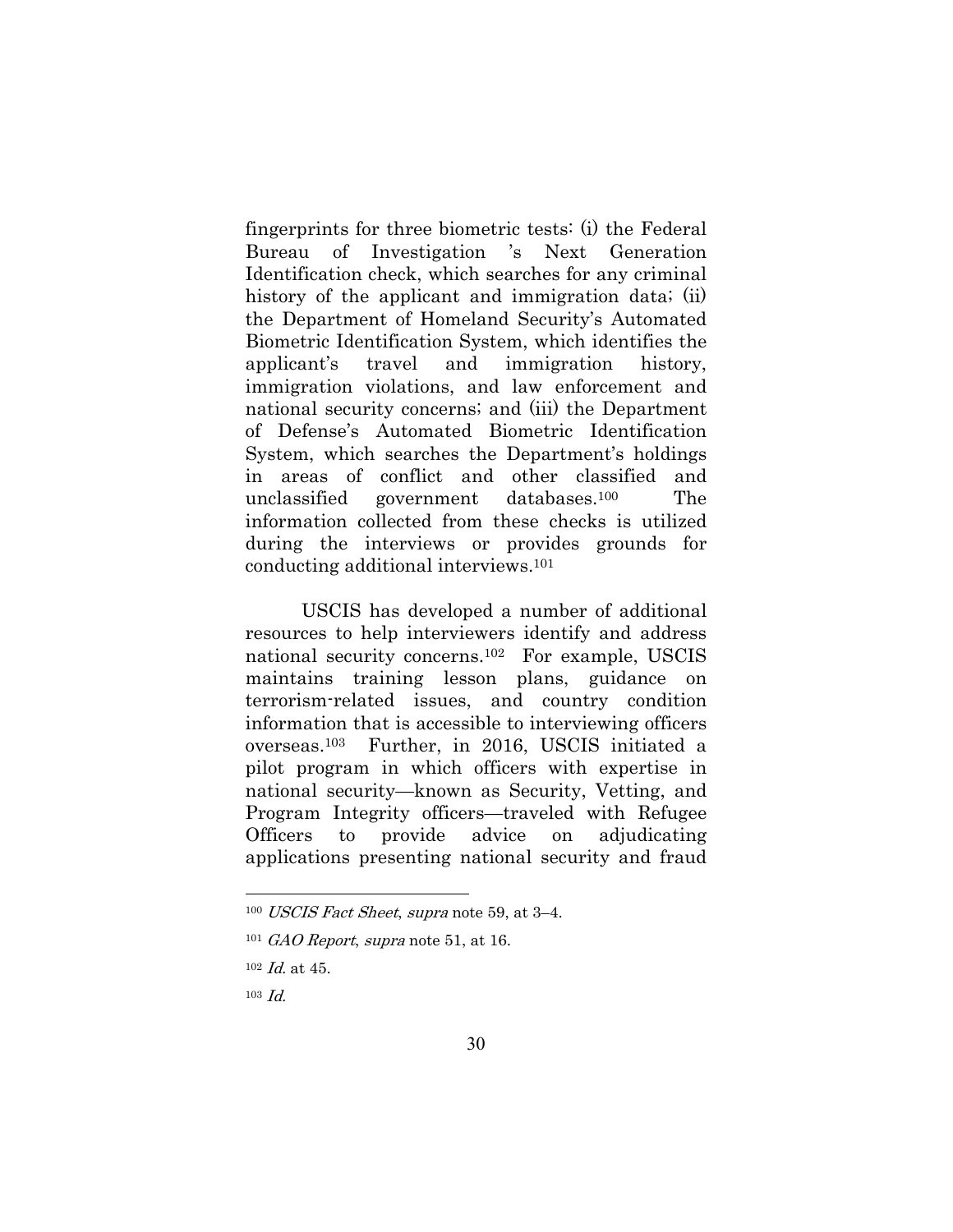fingerprints for three biometric tests: (i) the Federal Bureau of Investigation 's Next Generation Identification check, which searches for any criminal history of the applicant and immigration data; (ii) the Department of Homeland Security's Automated Biometric Identification System, which identifies the applicant's travel and immigration history, immigration violations, and law enforcement and national security concerns; and (iii) the Department of Defense's Automated Biometric Identification System, which searches the Department's holdings in areas of conflict and other classified and unclassified government databases.[100] The information collected from these checks is utilized during the interviews or provides grounds for conducting additional interviews.[101]

USCIS has developed a number of additional resources to help interviewers identify and address national security concerns.[102] For example, USCIS maintains training lesson plans, guidance on terrorism-related issues, and country condition information that is accessible to interviewing officers overseas.[103] Further, in 2016, USCIS initiated a pilot program in which officers with expertise in national security—known as Security, Vetting, and Program Integrity officers—traveled with Refugee Officers to provide advice on adjudicating applications presenting national security and fraud

---

[100] *USCIS Fact Sheet*, *supra* note 59, at 3–4.

[101] *GAO Report*, *supra* note 51, at 16.

[102] *Id.* at 45.

[103] *Id.*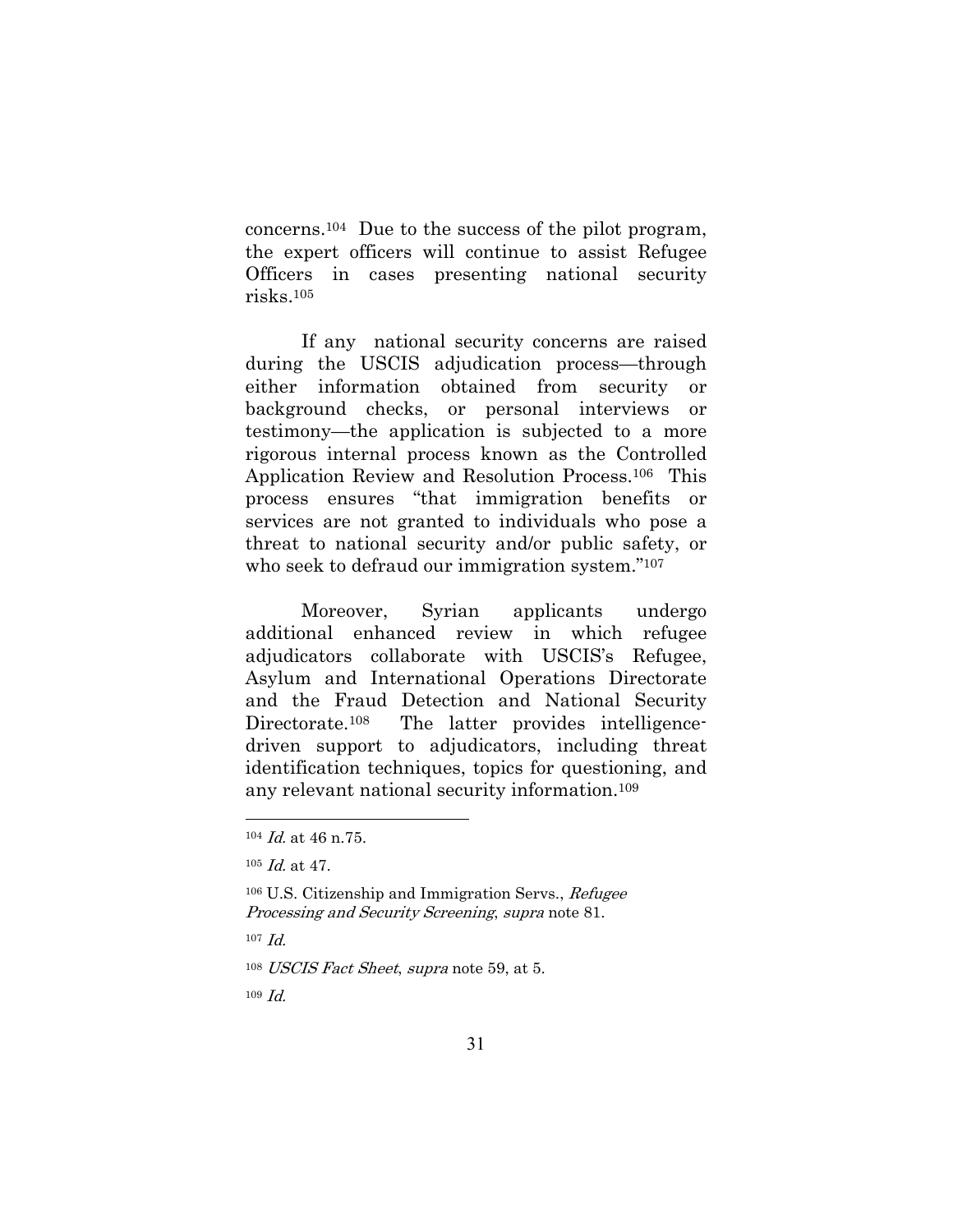concerns.[104] Due to the success of the pilot program, the expert officers will continue to assist Refugee Officers in cases presenting national security risks.[105]

If any national security concerns are raised during the USCIS adjudication process—through either information obtained from security or background checks, or personal interviews or testimony—the application is subjected to a more rigorous internal process known as the Controlled Application Review and Resolution Process.[106] This process ensures "that immigration benefits or services are not granted to individuals who pose a threat to national security and/or public safety, or who seek to defraud our immigration system."[107]

Moreover, Syrian applicants undergo additional enhanced review in which refugee adjudicators collaborate with USCIS's Refugee, Asylum and International Operations Directorate and the Fraud Detection and National Security Directorate.[108] The latter provides intelligence-driven support to adjudicators, including threat identification techniques, topics for questioning, and any relevant national security information.[109]

---

[104] *Id.* at 46 n.75.

[105] *Id.* at 47.

[106] U.S. Citizenship and Immigration Servs., *Refugee Processing and Security Screening*, *supra* note 81.

[107] *Id.*

[108] *USCIS Fact Sheet*, *supra* note 59, at 5.

[109] *Id.*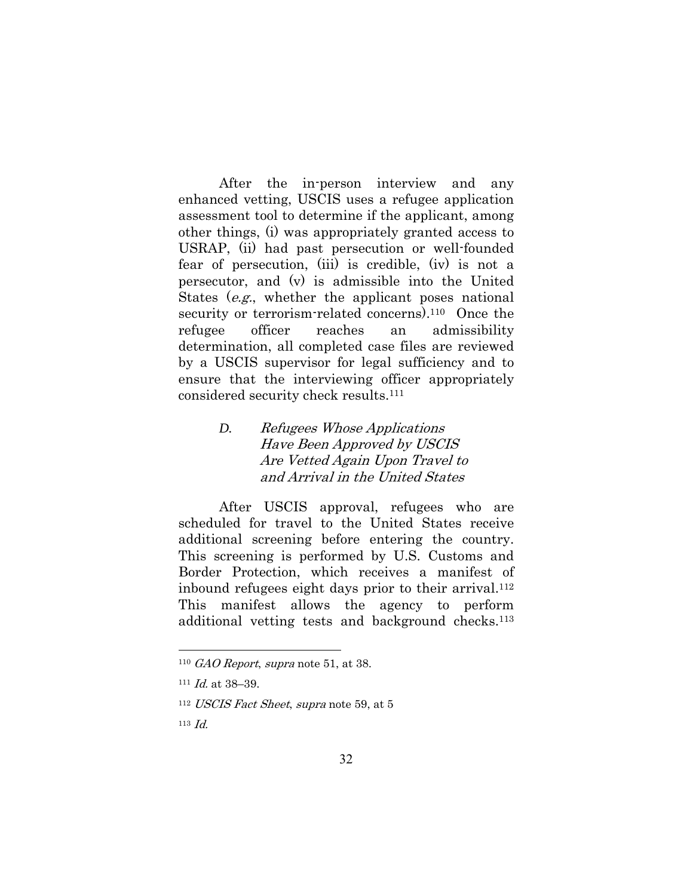After the in-person interview and any enhanced vetting, USCIS uses a refugee application assessment tool to determine if the applicant, among other things, (i) was appropriately granted access to USRAP, (ii) had past persecution or well-founded fear of persecution, (iii) is credible, (iv) is not a persecutor, and (v) is admissible into the United States (*e.g.*, whether the applicant poses national security or terrorism-related concerns).[110] Once the refugee officer reaches an admissibility determination, all completed case files are reviewed by a USCIS supervisor for legal sufficiency and to ensure that the interviewing officer appropriately considered security check results.[111]

### *D. Refugees Whose Applications Have Been Approved by USCIS Are Vetted Again Upon Travel to and Arrival in the United States*

After USCIS approval, refugees who are scheduled for travel to the United States receive additional screening before entering the country. This screening is performed by U.S. Customs and Border Protection, which receives a manifest of inbound refugees eight days prior to their arrival.[112] This manifest allows the agency to perform additional vetting tests and background checks.[113]

---

[110] *GAO Report*, *supra* note 51, at 38.

[111] *Id.* at 38–39.

[112] *USCIS Fact Sheet*, *supra* note 59, at 5

[113] *Id.*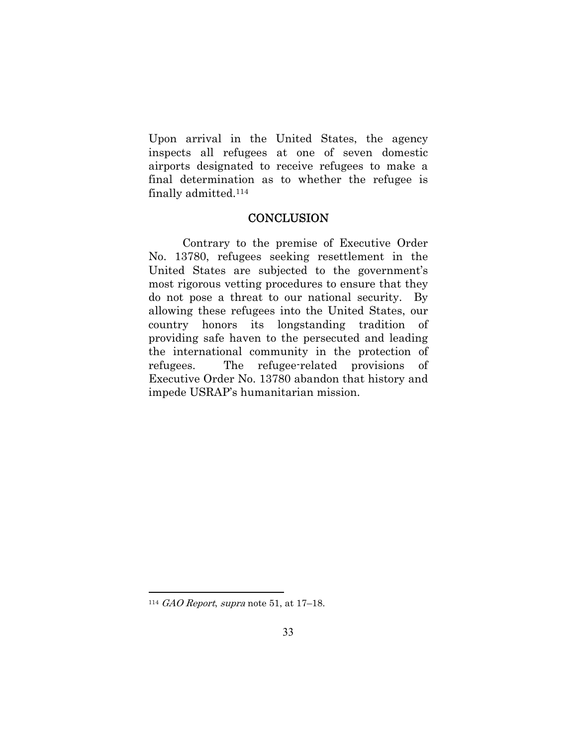Upon arrival in the United States, the agency inspects all refugees at one of seven domestic airports designated to receive refugees to make a final determination as to whether the refugee is finally admitted.[114]

## CONCLUSION

Contrary to the premise of Executive Order No. 13780, refugees seeking resettlement in the United States are subjected to the government's most rigorous vetting procedures to ensure that they do not pose a threat to our national security. By allowing these refugees into the United States, our country honors its longstanding tradition of providing safe haven to the persecuted and leading the international community in the protection of refugees. The refugee-related provisions of Executive Order No. 13780 abandon that history and impede USRAP's humanitarian mission.

---

[114] *GAO Report*, *supra* note 51, at 17–18.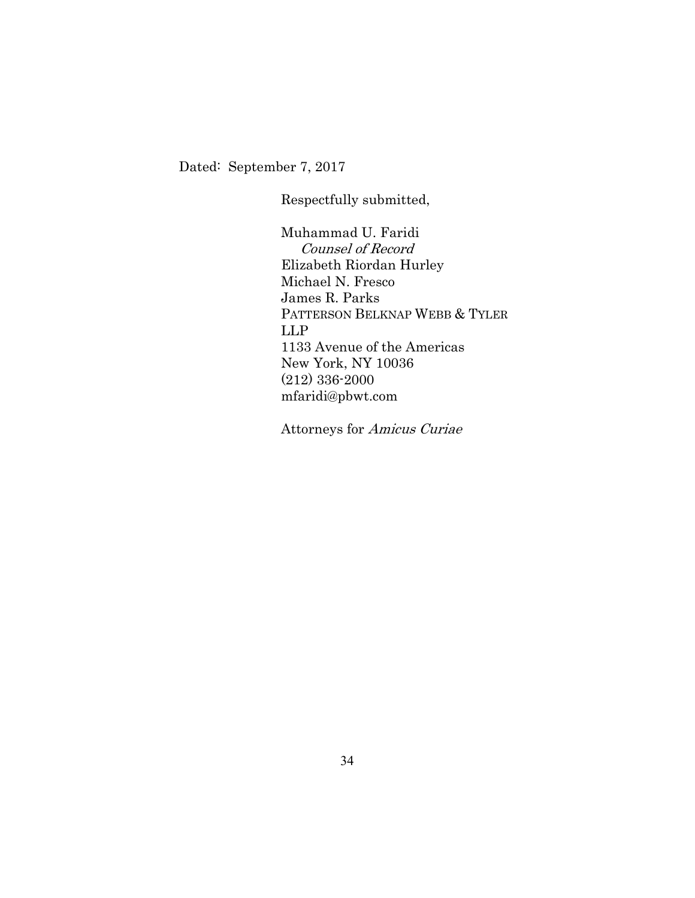Dated: September 7, 2017

Respectfully submitted,

Muhammad U. Faridi
*Counsel of Record*
Elizabeth Riordan Hurley
Michael N. Fresco
James R. Parks
PATTERSON BELKNAP WEBB & TYLER LLP
1133 Avenue of the Americas
New York, NY 10036
(212) 336-2000
mfaridi@pbwt.com

Attorneys for *Amicus Curiae*